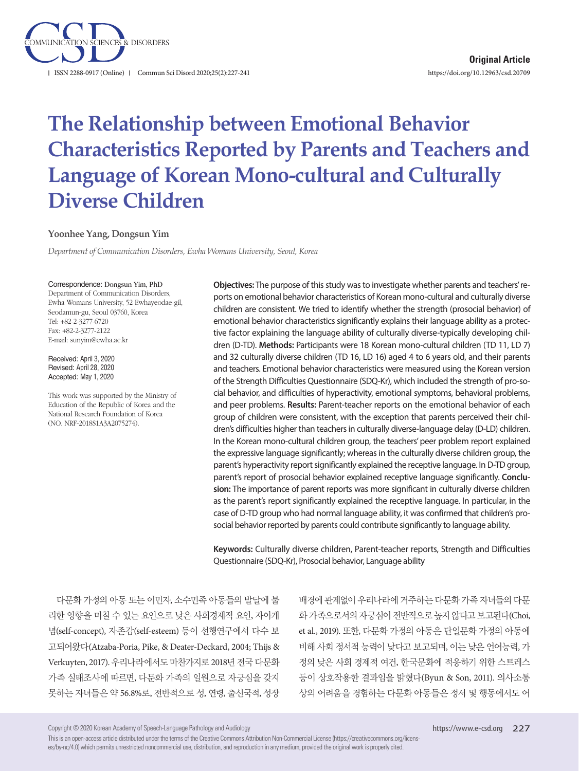Original Article

# The Relationship between Emotional Behavior Characteristics Reported by Parents and Teachers and Language of Korean Mono-cultural and Culturally Diverse Children

**Yoonhee Yang, Dongsun Yim**

*Department of Communication Disorders, Ewha Womans University, Seoul, Korea*

Correspondence: Dongsun Yim, PhD
Department of Communication Disorders, Ewha Womans University, 52 Ewhayeodae-gil, Seodamun-gu, Seoul 03760, Korea
Tel: +82-2-3277-6720
Fax: +82-2-3277-2122
E-mail: sunyim@ewha.ac.kr

Received: April 3, 2020
Revised: April 28, 2020
Accepted: May 1, 2020

This work was supported by the Ministry of Education of the Republic of Korea and the National Research Foundation of Korea (NO. NRF-2018S1A3A2075274).

**Objectives:** The purpose of this study was to investigate whether parents and teachers' reports on emotional behavior characteristics of Korean mono-cultural and culturally diverse children are consistent. We tried to identify whether the strength (prosocial behavior) of emotional behavior characteristics significantly explains their language ability as a protective factor explaining the language ability of culturally diverse-typically developing children (D-TD). **Methods:** Participants were 18 Korean mono-cultural children (TD 11, LD 7) and 32 culturally diverse children (TD 16, LD 16) aged 4 to 6 years old, and their parents and teachers. Emotional behavior characteristics were measured using the Korean version of the Strength Difficulties Questionnaire (SDQ-Kr), which included the strength of pro-social behavior, and difficulties of hyperactivity, emotional symptoms, behavioral problems, and peer problems. **Results:** Parent-teacher reports on the emotional behavior of each group of children were consistent, with the exception that parents perceived their children's difficulties higher than teachers in culturally diverse-language delay (D-LD) children. In the Korean mono-cultural children group, the teachers' peer problem report explained the expressive language significantly; whereas in the culturally diverse children group, the parent's hyperactivity report significantly explained the receptive language. In D-TD group, parent's report of prosocial behavior explained receptive language significantly. **Conclusion:** The importance of parent reports was more significant in culturally diverse children as the parent's report significantly explained the receptive language. In particular, in the case of D-TD group who had normal language ability, it was confirmed that children's prosocial behavior reported by parents could contribute significantly to language ability.

**Keywords:** Culturally diverse children, Parent-teacher reports, Strength and Difficulties Questionnaire (SDQ-Kr), Prosocial behavior, Language ability

다문화 가정의 아동 또는 이민자, 소수민족 아동들의 발달에 불리한 영향을 미칠 수 있는 요인으로 낮은 사회경제적 요인, 자아개념(self-concept), 자존감(self-esteem) 등이 선행연구에서 다수 보고되어왔다(Atzaba-Poria, Pike, & Deater-Deckard, 2004; Thijs & Verkuyten, 2017). 우리나라에서도 마찬가지로 2018년 전국 다문화 가족 실태조사에 따르면, 다문화 가족의 일원으로 자긍심을 갖지 못하는 자녀들은 약 56.8%로, 전반적으로 성, 연령, 출신국적, 성장 배경에 관계없이 우리나라에 거주하는 다문화 가족 자녀들의 다문화 가족으로서의 자긍심이 전반적으로 높지 않다고 보고된다(Choi, et al., 2019). 또한, 다문화 가정의 아동은 단일문화 가정의 아동에 비해 사회 정서적 능력이 낮다고 보고되며, 이는 낮은 언어능력, 가정의 낮은 사회 경제적 여건, 한국문화에 적응하기 위한 스트레스 등이 상호작용한 결과임을 밝혔다(Byun & Son, 2011). 의사소통상의 어려움을 경험하는 다문화 아동들은 정서 및 행동에서도 어

Copyright © 2020 Korean Academy of Speech-Language Pathology and Audiology
This is an open-access article distributed under the terms of the Creative Commons Attribution Non-Commercial License (https://creativecommons.org/licenses/by-nc/4.0) which permits unrestricted noncommercial use, distribution, and reproduction in any medium, provided the original work is properly cited.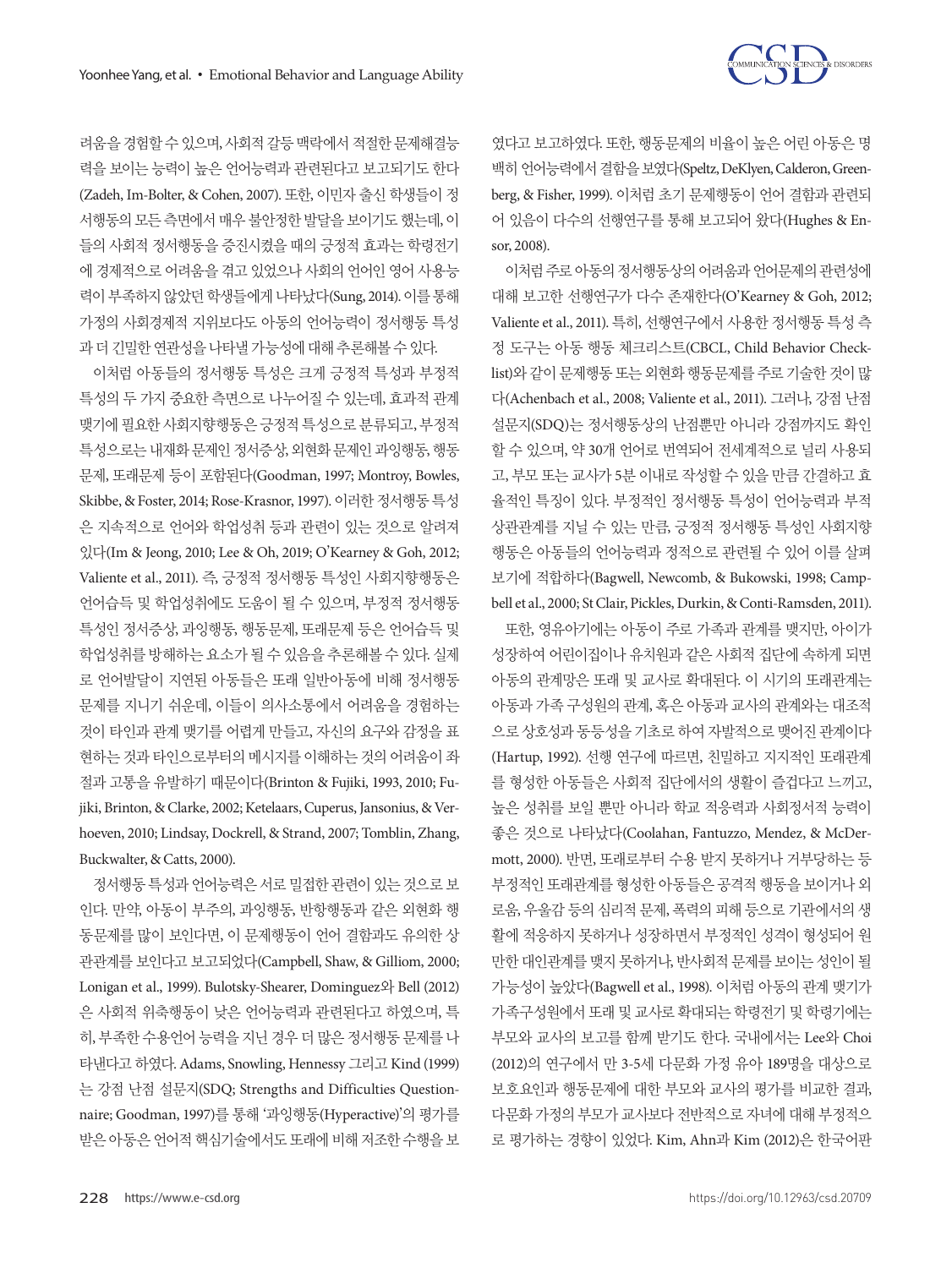려움을 경험할 수 있으며, 사회적 갈등 맥락에서 적절한 문제해결능력을 보이는 능력이 높은 언어능력과 관련된다고 보고되기도 한다(Zadeh, Im-Bolter, & Cohen, 2007). 또한, 이민자 출신 학생들이 정서행동의 모든 측면에서 매우 불안정한 발달을 보이기도 했는데, 이들의 사회적 정서행동을 증진시켰을 때의 긍정적 효과는 학령전기에 경제적으로 어려움을 겪고 있었으나 사회의 언어인 영어 사용능력이 부족하지 않았던 학생들에게 나타났다(Sung, 2014). 이를 통해 가정의 사회경제적 지위보다도 아동의 언어능력이 정서행동 특성과 더 긴밀한 연관성을 나타낼 가능성에 대해 추론해볼 수 있다.

이처럼 아동들의 정서행동 특성은 크게 긍정적 특성과 부정적 특성의 두 가지 중요한 측면으로 나누어질 수 있는데, 효과적 관계 맺기에 필요한 사회지향행동은 긍정적 특성으로 분류되고, 부정적 특성으로는 내재화 문제인 정서증상, 외현화 문제인 과잉행동, 행동문제, 또래문제 등이 포함된다(Goodman, 1997; Montroy, Bowles, Skibbe, & Foster, 2014; Rose-Krasnor, 1997). 이러한 정서행동 특성은 지속적으로 언어와 학업성취 등과 관련이 있는 것으로 알려져 있다(Im & Jeong, 2010; Lee & Oh, 2019; O'Kearney & Goh, 2012; Valiente et al., 2011). 즉, 긍정적 정서행동 특성인 사회지향행동은 언어습득 및 학업성취에도 도움이 될 수 있으며, 부정적 정서행동 특성인 정서증상, 과잉행동, 행동문제, 또래문제 등은 언어습득 및 학업성취를 방해하는 요소가 될 수 있음을 추론해볼 수 있다. 실제로 언어발달이 지연된 아동들은 또래 일반아동에 비해 정서행동 문제를 지니기 쉬운데, 이들이 의사소통에서 어려움을 경험하는 것이 타인과 관계 맺기를 어렵게 만들고, 자신의 요구와 감정을 표현하는 것과 타인으로부터의 메시지를 이해하는 것의 어려움이 좌절과 고통을 유발하기 때문이다(Brinton & Fujiki, 1993, 2010; Fujiki, Brinton, & Clarke, 2002; Ketelaars, Cuperus, Jansonius, & Verhoeven, 2010; Lindsay, Dockrell, & Strand, 2007; Tomblin, Zhang, Buckwalter, & Catts, 2000).

정서행동 특성과 언어능력은 서로 밀접한 관련이 있는 것으로 보인다. 만약, 아동이 부주의, 과잉행동, 반항행동과 같은 외현화 행동문제를 많이 보인다면, 이 문제행동이 언어 결함과도 유의한 상관관계를 보인다고 보고되었다(Campbell, Shaw, & Gilliom, 2000; Lonigan et al., 1999). Bulotsky-Shearer, Dominguez와 Bell (2012)은 사회적 위축행동이 낮은 언어능력과 관련된다고 하였으며, 특히, 부족한 수용언어 능력을 지닌 경우 더 많은 정서행동 문제를 나타낸다고 하였다. Adams, Snowling, Hennessy 그리고 Kind (1999)는 강점 난점 설문지(SDQ; Strengths and Difficulties Questionnaire; Goodman, 1997)를 통해 '과잉행동(Hyperactive)'의 평가를 받은 아동은 언어적 핵심기술에서도 또래에 비해 저조한 수행을 보였다고 보고하였다. 또한, 행동문제의 비율이 높은 어린 아동은 명백히 언어능력에서 결함을 보였다(Speltz, DeKlyen, Calderon, Greenberg, & Fisher, 1999). 이처럼 초기 문제행동이 언어 결함과 관련되어 있음이 다수의 선행연구를 통해 보고되어 왔다(Hughes & Ensor, 2008).

이처럼 주로 아동의 정서행동상의 어려움과 언어문제의 관련성에 대해 보고한 선행연구가 다수 존재한다(O'Kearney & Goh, 2012; Valiente et al., 2011). 특히, 선행연구에서 사용한 정서행동 특성 측정 도구는 아동 행동 체크리스트(CBCL, Child Behavior Checklist)와 같이 문제행동 또는 외현화 행동문제를 주로 기술한 것이 많다(Achenbach et al., 2008; Valiente et al., 2011). 그러나, 강점 난점 설문지(SDQ)는 정서행동상의 난점뿐만 아니라 강점까지도 확인할 수 있으며, 약 30개 언어로 번역되어 전세계적으로 널리 사용되고, 부모 또는 교사가 5분 이내로 작성할 수 있을 만큼 간결하고 효율적인 특징이 있다. 부정적인 정서행동 특성이 언어능력과 부적 상관관계를 지닐 수 있는 만큼, 긍정적 정서행동 특성인 사회지향행동은 아동들의 언어능력과 정적으로 관련될 수 있어 이를 살펴보기에 적합하다(Bagwell, Newcomb, & Bukowski, 1998; Campbell et al., 2000; St Clair, Pickles, Durkin, & Conti-Ramsden, 2011).

또한, 영유아기에는 아동이 주로 가족과 관계를 맺지만, 아이가 성장하여 어린이집이나 유치원과 같은 사회적 집단에 속하게 되면 아동의 관계망은 또래 및 교사로 확대된다. 이 시기의 또래관계는 아동과 가족 구성원의 관계, 혹은 아동과 교사의 관계와는 대조적으로 상호성과 동등성을 기초로 하여 자발적으로 맺어진 관계이다(Hartup, 1992). 선행 연구에 따르면, 친밀하고 지지적인 또래관계를 형성한 아동들은 사회적 집단에서의 생활이 즐겁다고 느끼고, 높은 성취를 보일 뿐만 아니라 학교 적응력과 사회정서적 능력이 좋은 것으로 나타났다(Coolahan, Fantuzzo, Mendez, & McDermott, 2000). 반면, 또래로부터 수용 받지 못하거나 거부당하는 등 부정적인 또래관계를 형성한 아동들은 공격적 행동을 보이거나 외로움, 우울감 등의 심리적 문제, 폭력의 피해 등으로 기관에서의 생활에 적응하지 못하거나 성장하면서 부정적인 성격이 형성되어 원만한 대인관계를 맺지 못하거나, 반사회적 문제를 보이는 성인이 될 가능성이 높았다(Bagwell et al., 1998). 이처럼 아동의 관계 맺기가 가족구성원에서 또래 및 교사로 확대되는 학령전기 및 학령기에는 부모와 교사의 보고를 함께 받기도 한다. 국내에서는 Lee와 Choi (2012)의 연구에서 만 3-5세 다문화 가정 유아 189명을 대상으로 보호요인과 행동문제에 대한 부모와 교사의 평가를 비교한 결과, 다문화 가정의 부모가 교사보다 전반적으로 자녀에 대해 부정적으로 평가하는 경향이 있었다. Kim, Ahn과 Kim (2012)은 한국어판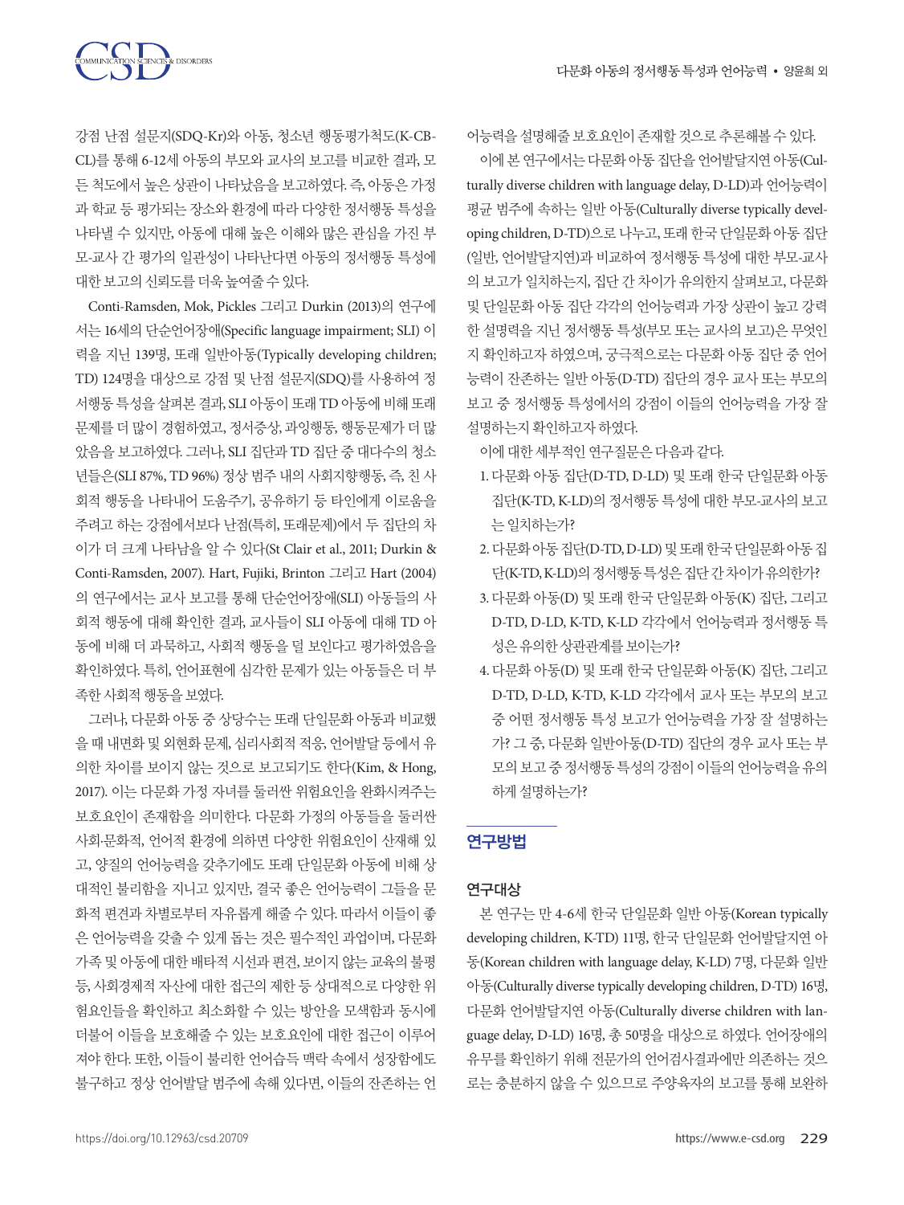강점 난점 설문지(SDQ-Kr)와 아동, 청소년 행동평가척도(K-CBCL)를 통해 6-12세 아동의 부모와 교사의 보고를 비교한 결과, 모든 척도에서 높은 상관이 나타났음을 보고하였다. 즉, 아동은 가정과 학교 등 평가되는 장소와 환경에 따라 다양한 정서행동 특성을 나타낼 수 있지만, 아동에 대해 높은 이해와 많은 관심을 가진 부모-교사 간 평가의 일관성이 나타난다면 아동의 정서행동 특성에 대한 보고의 신뢰도를 더욱 높여줄 수 있다.

Conti-Ramsden, Mok, Pickles 그리고 Durkin (2013)의 연구에서는 16세의 단순언어장애(Specific language impairment; SLI) 이력을 지닌 139명, 또래 일반아동(Typically developing children; TD) 124명을 대상으로 강점 및 난점 설문지(SDQ)를 사용하여 정서행동 특성을 살펴본 결과, SLI 아동이 또래 TD 아동에 비해 또래 문제를 더 많이 경험하였고, 정서증상, 과잉행동, 행동문제가 더 많았음을 보고하였다. 그러나, SLI 집단과 TD 집단 중 대다수의 청소년들은(SLI 87%, TD 96%) 정상 범주 내의 사회지향행동, 즉, 친 사회적 행동을 나타내어 도움주기, 공유하기 등 타인에게 이로움을 주려고 하는 강점에서보다 난점(특히, 또래문제)에서 두 집단의 차이가 더 크게 나타남을 알 수 있다(St Clair et al., 2011; Durkin & Conti-Ramsden, 2007). Hart, Fujiki, Brinton 그리고 Hart (2004)의 연구에서는 교사 보고를 통해 단순언어장애(SLI) 아동들의 사회적 행동에 대해 확인한 결과, 교사들이 SLI 아동에 대해 TD 아동에 비해 더 과묵하고, 사회적 행동을 덜 보인다고 평가하였음을 확인하였다. 특히, 언어표현에 심각한 문제가 있는 아동들은 더 부족한 사회적 행동을 보였다.

그러나, 다문화 아동 중 상당수는 또래 단일문화 아동과 비교했을 때 내면화 및 외현화 문제, 심리사회적 적응, 언어발달 등에서 유의한 차이를 보이지 않는 것으로 보고되기도 한다(Kim, & Hong, 2017). 이는 다문화 가정 자녀를 둘러싼 위험요인을 완화시켜주는 보호요인이 존재함을 의미한다. 다문화 가정의 아동들을 둘러싼 사회·문화적, 언어적 환경에 의하면 다양한 위험요인이 산재해 있고, 양질의 언어능력을 갖추기에도 또래 단일문화 아동에 비해 상대적인 불리함을 지니고 있지만, 결국 좋은 언어능력이 그들을 문화적 편견과 차별로부터 자유롭게 해줄 수 있다. 따라서 이들이 좋은 언어능력을 갖출 수 있게 돕는 것은 필수적인 과업이며, 다문화 가족 및 아동에 대한 배타적 시선과 편견, 보이지 않는 교육의 불평등, 사회경제적 자산에 대한 접근의 제한 등 상대적으로 다양한 위험요인들을 확인하고 최소화할 수 있는 방안을 모색함과 동시에 더불어 이들을 보호해줄 수 있는 보호요인에 대한 접근이 이루어져야 한다. 또한, 이들이 불리한 언어습득 맥락 속에서 성장함에도 불구하고 정상 언어발달 범주에 속해 있다면, 이들의 잔존하는 언어능력을 설명해줄 보호요인이 존재할 것으로 추론해볼 수 있다.

이에 본 연구에서는 다문화 아동 집단을 언어발달지연 아동(Culturally diverse children with language delay, D-LD)과 언어능력이 평균 범주에 속하는 일반 아동(Culturally diverse typically developing children, D-TD)으로 나누고, 또래 한국 단일문화 아동 집단(일반, 언어발달지연)과 비교하여 정서행동 특성에 대한 부모-교사의 보고가 일치하는지, 집단 간 차이가 유의한지 살펴보고, 다문화 및 단일문화 아동 집단 각각의 언어능력과 가장 상관이 높고 강력한 설명력을 지닌 정서행동 특성(부모 또는 교사의 보고)은 무엇인지 확인하고자 하였으며, 궁극적으로는 다문화 아동 집단 중 언어능력이 잔존하는 일반 아동(D-TD) 집단의 경우 교사 또는 부모의 보고 중 정서행동 특성에서의 강점이 이들의 언어능력을 가장 잘 설명하는지 확인하고자 하였다.

이에 대한 세부적인 연구질문은 다음과 같다.

1. 다문화 아동 집단(D-TD, D-LD) 및 또래 한국 단일문화 아동 집단(K-TD, K-LD)의 정서행동 특성에 대한 부모-교사의 보고는 일치하는가?
2. 다문화 아동 집단(D-TD, D-LD) 및 또래 한국 단일문화 아동 집단(K-TD, K-LD)의 정서행동 특성은 집단 간 차이가 유의한가?
3. 다문화 아동(D) 및 또래 한국 단일문화 아동(K) 집단, 그리고 D-TD, D-LD, K-TD, K-LD 각각에서 언어능력과 정서행동 특성은 유의한 상관관계를 보이는가?
4. 다문화 아동(D) 및 또래 한국 단일문화 아동(K) 집단, 그리고 D-TD, D-LD, K-TD, K-LD 각각에서 교사 또는 부모의 보고 중 어떤 정서행동 특성 보고가 언어능력을 가장 잘 설명하는가? 그 중, 다문화 일반아동(D-TD) 집단의 경우 교사 또는 부모의 보고 중 정서행동 특성의 강점이 이들의 언어능력을 유의하게 설명하는가?

## 연구방법

### 연구대상

본 연구는 만 4-6세 한국 단일문화 일반 아동(Korean typically developing children, K-TD) 11명, 한국 단일문화 언어발달지연 아동(Korean children with language delay, K-LD) 7명, 다문화 일반 아동(Culturally diverse typically developing children, D-TD) 16명, 다문화 언어발달지연 아동(Culturally diverse children with language delay, D-LD) 16명, 총 50명을 대상으로 하였다. 언어장애의 유무를 확인하기 위해 전문가의 언어검사결과에만 의존하는 것으로는 충분하지 않을 수 있으므로 주양육자의 보고를 통해 보완하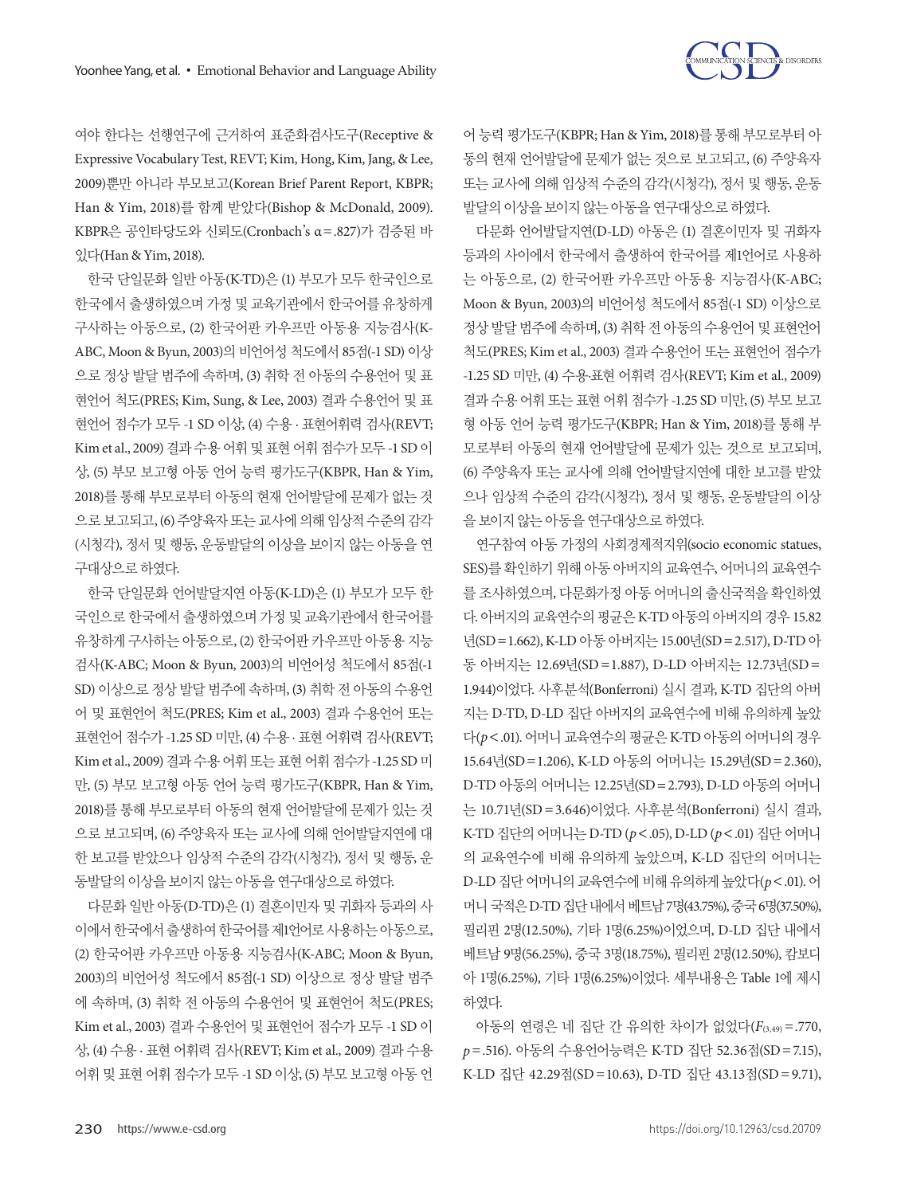여야 한다는 선행연구에 근거하여 표준화검사도구(Receptive & Expressive Vocabulary Test, REVT; Kim, Hong, Kim, Jang, & Lee, 2009)뿐만 아니라 부모보고(Korean Brief Parent Report, KBPR; Han & Yim, 2018)를 함께 받았다(Bishop & McDonald, 2009). KBPR은 공인타당도와 신뢰도(Cronbach's α=.827)가 검증된 바 있다(Han & Yim, 2018).

한국 단일문화 일반 아동(K-TD)은 (1) 부모가 모두 한국인으로 한국에서 출생하였으며 가정 및 교육기관에서 한국어를 유창하게 구사하는 아동으로, (2) 한국어판 카우프만 아동용 지능검사(K-ABC, Moon & Byun, 2003)의 비언어성 척도에서 85점(-1 SD) 이상으로 정상 발달 범주에 속하며, (3) 취학 전 아동의 수용언어 및 표현언어 척도(PRES; Kim, Sung, & Lee, 2003) 결과 수용언어 및 표현언어 점수가 모두 -1 SD 이상, (4) 수용 · 표현어휘력 검사(REVT; Kim et al., 2009) 결과 수용 어휘 및 표현 어휘 점수가 모두 -1 SD 이상, (5) 부모 보고형 아동 언어 능력 평가도구(KBPR, Han & Yim, 2018)를 통해 부모로부터 아동의 현재 언어발달에 문제가 없는 것으로 보고되고, (6) 주양육자 또는 교사에 의해 임상적 수준의 감각(시청각), 정서 및 행동, 운동발달의 이상을 보이지 않는 아동을 연구대상으로 하였다.

한국 단일문화 언어발달지연 아동(K-LD)은 (1) 부모가 모두 한국인으로 한국에서 출생하였으며 가정 및 교육기관에서 한국어를 유창하게 구사하는 아동으로, (2) 한국어판 카우프만 아동용 지능검사(K-ABC; Moon & Byun, 2003)의 비언어성 척도에서 85점(-1 SD) 이상으로 정상 발달 범주에 속하며, (3) 취학 전 아동의 수용언어 및 표현언어 척도(PRES; Kim et al., 2003) 결과 수용언어 또는 표현언어 점수가 -1.25 SD 미만, (4) 수용 · 표현 어휘력 검사(REVT; Kim et al., 2009) 결과 수용 어휘 또는 표현 어휘 점수가 -1.25 SD 미만, (5) 부모 보고형 아동 언어 능력 평가도구(KBPR, Han & Yim, 2018)를 통해 부모로부터 아동의 현재 언어발달에 문제가 있는 것으로 보고되며, (6) 주양육자 또는 교사에 의해 언어발달지연에 대한 보고를 받았으나 임상적 수준의 감각(시청각), 정서 및 행동, 운동발달의 이상을 보이지 않는 아동을 연구대상으로 하였다.

다문화 일반 아동(D-TD)은 (1) 결혼이민자 및 귀화자 등과의 사이에서 한국에서 출생하여 한국어를 제1언어로 사용하는 아동으로, (2) 한국어판 카우프만 아동용 지능검사(K-ABC; Moon & Byun, 2003)의 비언어성 척도에서 85점(-1 SD) 이상으로 정상 발달 범주에 속하며, (3) 취학 전 아동의 수용언어 및 표현언어 척도(PRES; Kim et al., 2003) 결과 수용언어 및 표현언어 점수가 모두 -1 SD 이상, (4) 수용 · 표현 어휘력 검사(REVT; Kim et al., 2009) 결과 수용 어휘 및 표현 어휘 점수가 모두 -1 SD 이상, (5) 부모 보고형 아동 언어 능력 평가도구(KBPR; Han & Yim, 2018)를 통해 부모로부터 아동의 현재 언어발달에 문제가 없는 것으로 보고되고, (6) 주양육자 또는 교사에 의해 임상적 수준의 감각(시청각), 정서 및 행동, 운동발달의 이상을 보이지 않는 아동을 연구대상으로 하였다.

다문화 언어발달지연(D-LD) 아동은 (1) 결혼이민자 및 귀화자 등과의 사이에서 한국에서 출생하여 한국어를 제1언어로 사용하는 아동으로, (2) 한국어판 카우프만 아동용 지능검사(K-ABC; Moon & Byun, 2003)의 비언어성 척도에서 85점(-1 SD) 이상으로 정상 발달 범주에 속하며, (3) 취학 전 아동의 수용언어 및 표현언어 척도(PRES; Kim et al., 2003) 결과 수용언어 또는 표현언어 점수가 -1.25 SD 미만, (4) 수용-표현 어휘력 검사(REVT; Kim et al., 2009) 결과 수용 어휘 또는 표현 어휘 점수가 -1.25 SD 미만, (5) 부모 보고형 아동 언어 능력 평가도구(KBPR; Han & Yim, 2018)를 통해 부모로부터 아동의 현재 언어발달에 문제가 있는 것으로 보고되며, (6) 주양육자 또는 교사에 의해 언어발달지연에 대한 보고를 받았으나 임상적 수준의 감각(시청각), 정서 및 행동, 운동발달의 이상을 보이지 않는 아동을 연구대상으로 하였다.

연구참여 아동 가정의 사회경제적지위(socio economic statues, SES)를 확인하기 위해 아동 아버지의 교육연수, 어머니의 교육연수를 조사하였으며, 다문화가정 아동 어머니의 출신국적을 확인하였다. 아버지의 교육연수의 평균은 K-TD 아동의 아버지의 경우 15.82년(SD=1.662), K-LD 아동 아버지는 15.00년(SD=2.517), D-TD 아동 아버지는 12.69년(SD=1.887), D-LD 아버지는 12.73년(SD=1.944)이었다. 사후분석(Bonferroni) 실시 결과, K-TD 집단의 아버지는 D-TD, D-LD 집단 아버지의 교육연수에 비해 유의하게 높았다($p<.01$). 어머니 교육연수의 평균은 K-TD 아동의 어머니의 경우 15.64년(SD=1.206), K-LD 아동의 어머니는 15.29년(SD=2.360), D-TD 아동의 어머니는 12.25년(SD=2.793), D-LD 아동의 어머니는 10.71년(SD=3.646)이었다. 사후분석(Bonferroni) 실시 결과, K-TD 집단의 어머니는 D-TD ($p<.05$), D-LD ($p<.01$) 집단 어머니의 교육연수에 비해 유의하게 높았으며, K-LD 집단의 어머니는 D-LD 집단 어머니의 교육연수에 비해 유의하게 높았다($p<.01$). 어머니 국적은 D-TD 집단 내에서 베트남 7명(43.75%), 중국 6명(37.50%), 필리핀 2명(12.50%), 기타 1명(6.25%)이었으며, D-LD 집단 내에서 베트남 9명(56.25%), 중국 3명(18.75%), 필리핀 2명(12.50%), 캄보디아 1명(6.25%), 기타 1명(6.25%)이었다. 세부내용은 Table 1에 제시하였다.

아동의 연령은 네 집단 간 유의한 차이가 없었다($F_{(3,49)}=.770$, $p=.516$). 아동의 수용언어능력은 K-TD 집단 52.36점(SD=7.15), K-LD 집단 42.29점(SD=10.63), D-TD 집단 43.13점(SD=9.71),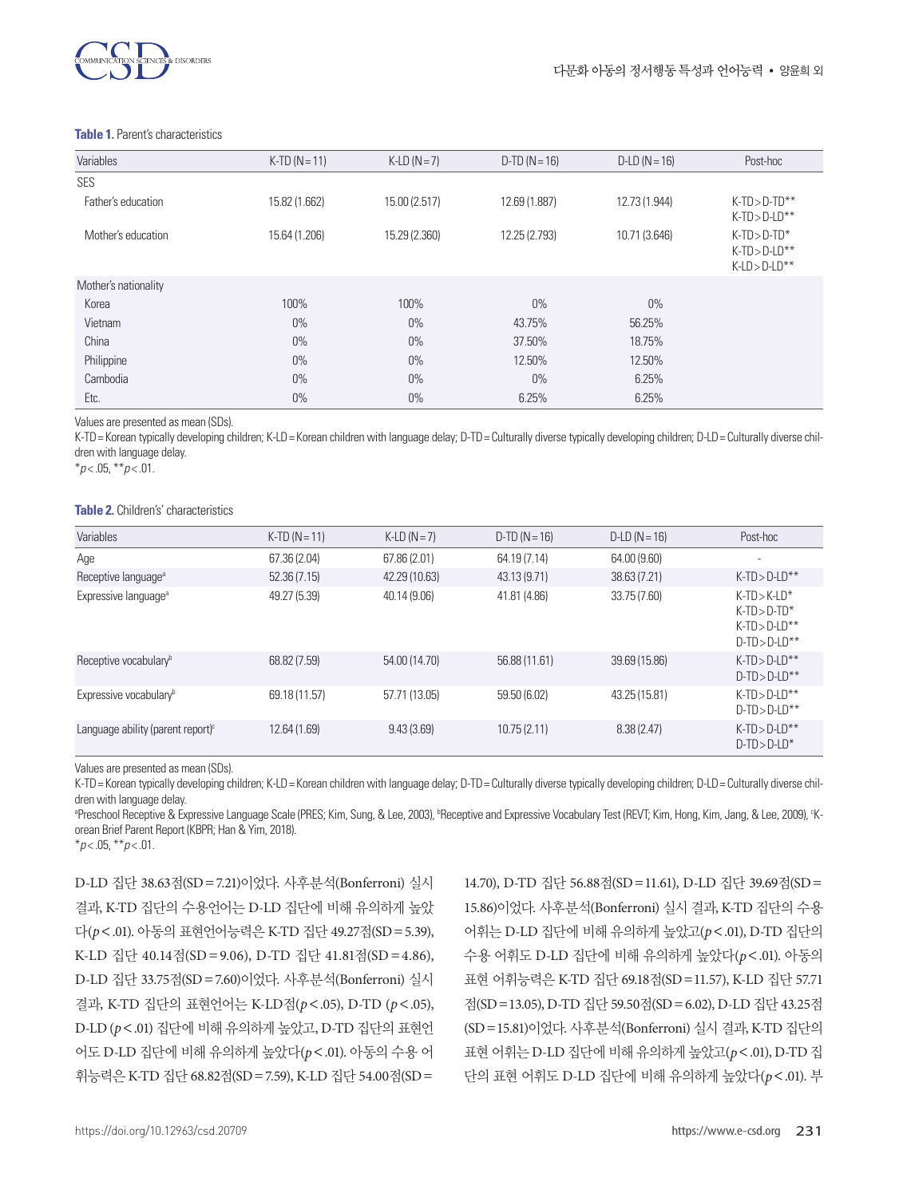**Table 1.** Parent's characteristics

| Variables | K-TD (N=11) | K-LD (N=7) | D-TD (N=16) | D-LD (N=16) | Post-hoc |
|---|---|---|---|---|---|
| SES | | | | | |
| Father's education | 15.82 (1.662) | 15.00 (2.517) | 12.69 (1.887) | 12.73 (1.944) | K-TD>D-TD** K-TD>D-LD** |
| Mother's education | 15.64 (1.206) | 15.29 (2.360) | 12.25 (2.793) | 10.71 (3.646) | K-TD>D-TD* K-TD>D-LD** K-LD>D-LD** |
| Mother's nationality | | | | | |
| Korea | 100% | 100% | 0% | 0% | |
| Vietnam | 0% | 0% | 43.75% | 56.25% | |
| China | 0% | 0% | 37.50% | 18.75% | |
| Philippine | 0% | 0% | 12.50% | 12.50% | |
| Cambodia | 0% | 0% | 0% | 6.25% | |
| Etc. | 0% | 0% | 6.25% | 6.25% | |

Values are presented as mean (SDs).
K-TD=Korean typically developing children; K-LD=Korean children with language delay; D-TD=Culturally diverse typically developing children; D-LD=Culturally diverse children with language delay.
*$p<.05$, **$p<.01$.

**Table 2.** Children's' characteristics

| Variables | K-TD (N=11) | K-LD (N=7) | D-TD (N=16) | D-LD (N=16) | Post-hoc |
|---|---|---|---|---|---|
| Age | 67.36 (2.04) | 67.86 (2.01) | 64.19 (7.14) | 64.00 (9.60) | - |
| Receptive language[a] | 52.36 (7.15) | 42.29 (10.63) | 43.13 (9.71) | 38.63 (7.21) | K-TD>D-LD** |
| Expressive language[a] | 49.27 (5.39) | 40.14 (9.06) | 41.81 (4.86) | 33.75 (7.60) | K-TD>K-LD* K-TD>D-TD* K-TD>D-LD** D-TD>D-LD** |
| Receptive vocabulary[b] | 68.82 (7.59) | 54.00 (14.70) | 56.88 (11.61) | 39.69 (15.86) | K-TD>D-LD** D-TD>D-LD** |
| Expressive vocabulary[b] | 69.18 (11.57) | 57.71 (13.05) | 59.50 (6.02) | 43.25 (15.81) | K-TD>D-LD** D-TD>D-LD** |
| Language ability (parent report)[c] | 12.64 (1.69) | 9.43 (3.69) | 10.75 (2.11) | 8.38 (2.47) | K-TD>D-LD** D-TD>D-LD* |

Values are presented as mean (SDs).
K-TD=Korean typically developing children; K-LD=Korean children with language delay; D-TD=Culturally diverse typically developing children; D-LD=Culturally diverse children with language delay.
[a]Preschool Receptive & Expressive Language Scale (PRES; Kim, Sung, & Lee, 2003), [b]Receptive and Expressive Vocabulary Test (REVT; Kim, Hong, Kim, Jang, & Lee, 2009), [c]Korean Brief Parent Report (KBPR; Han & Yim, 2018).
*$p<.05$, **$p<.01$.

D-LD 집단 38.63점(SD=7.21)이었다. 사후분석(Bonferroni) 실시 결과, K-TD 집단의 수용언어는 D-LD 집단에 비해 유의하게 높았다($p<.01$). 아동의 표현언어능력은 K-TD 집단 49.27점(SD=5.39), K-LD 집단 40.14점(SD=9.06), D-TD 집단 41.81점(SD=4.86), D-LD 집단 33.75점(SD=7.60)이었다. 사후분석(Bonferroni) 실시 결과, K-TD 집단의 표현언어는 K-LD점($p<.05$), D-TD ($p<.05$), D-LD ($p<.01$) 집단에 비해 유의하게 높았고, D-TD 집단의 표현언어도 D-LD 집단에 비해 유의하게 높았다($p<.01$). 아동의 수용 어휘능력은 K-TD 집단 68.82점(SD=7.59), K-LD 집단 54.00점(SD=14.70), D-TD 집단 56.88점(SD=11.61), D-LD 집단 39.69점(SD=15.86)이었다. 사후분석(Bonferroni) 실시 결과, K-TD 집단의 수용 어휘는 D-LD 집단에 비해 유의하게 높았고($p<.01$), D-TD 집단의 수용 어휘도 D-LD 집단에 비해 유의하게 높았다($p<.01$). 아동의 표현 어휘능력은 K-TD 집단 69.18점(SD=11.57), K-LD 집단 57.71점(SD=13.05), D-TD 집단 59.50점(SD=6.02), D-LD 집단 43.25점(SD=15.81)이었다. 사후분석(Bonferroni) 실시 결과, K-TD 집단의 표현 어휘는 D-LD 집단에 비해 유의하게 높았고($p<.01$), D-TD 집단의 표현 어휘도 D-LD 집단에 비해 유의하게 높았다($p<.01$). 부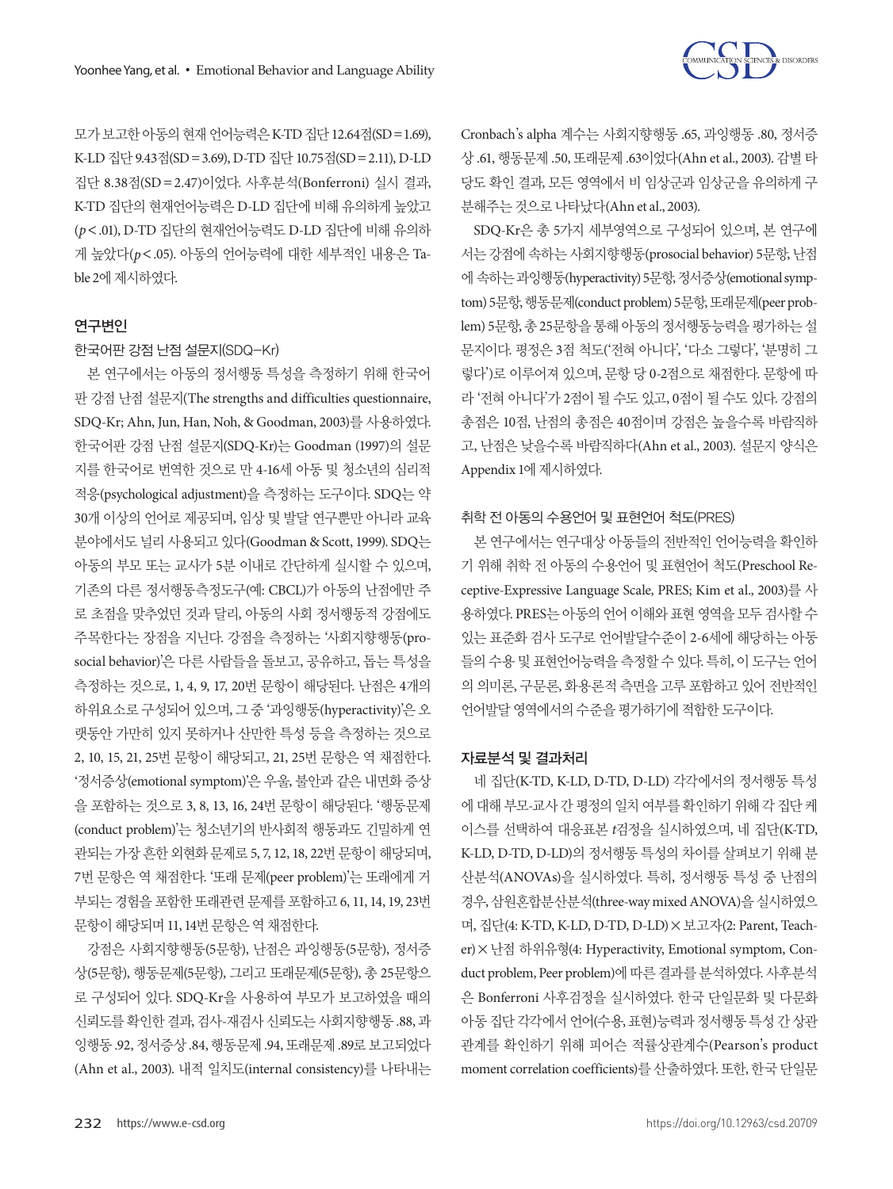모가 보고한 아동의 현재 언어능력은 K-TD 집단 12.64점(SD=1.69), K-LD 집단 9.43점(SD=3.69), D-TD 집단 10.75점(SD=2.11), D-LD 집단 8.38점(SD=2.47)이었다. 사후분석(Bonferroni) 실시 결과, K-TD 집단의 현재언어능력은 D-LD 집단에 비해 유의하게 높았고($p<.01$), D-TD 집단의 현재언어능력도 D-LD 집단에 비해 유의하게 높았다($p<.05$). 아동의 언어능력에 대한 세부적인 내용은 Table 2에 제시하였다.

## 연구변인

### 한국어판 강점 난점 설문지(SDQ-Kr)

본 연구에서는 아동의 정서행동 특성을 측정하기 위해 한국어판 강점 난점 설문지(The strengths and difficulties questionnaire, SDQ-Kr; Ahn, Jun, Han, Noh, & Goodman, 2003)를 사용하였다. 한국어판 강점 난점 설문지(SDQ-Kr)는 Goodman (1997)의 설문지를 한국어로 번역한 것으로 만 4-16세 아동 및 청소년의 심리적 적응(psychological adjustment)을 측정하는 도구이다. SDQ는 약 30개 이상의 언어로 제공되며, 임상 및 발달 연구뿐만 아니라 교육 분야에서도 널리 사용되고 있다(Goodman & Scott, 1999). SDQ는 아동의 부모 또는 교사가 5분 이내로 간단하게 실시할 수 있으며, 기존의 다른 정서행동측정도구(예: CBCL)가 아동의 난점에만 주로 초점을 맞추었던 것과 달리, 아동의 사회 정서행동적 강점에도 주목한다는 장점을 지닌다. 강점을 측정하는 '사회지향행동(prosocial behavior)'은 다른 사람들을 돌보고, 공유하고, 돕는 특성을 측정하는 것으로, 1, 4, 9, 17, 20번 문항이 해당된다. 난점은 4개의 하위요소로 구성되어 있으며, 그 중 '과잉행동(hyperactivity)'은 오랫동안 가만히 있지 못하거나 산만한 특성 등을 측정하는 것으로 2, 10, 15, 21, 25번 문항이 해당되고, 21, 25번 문항은 역 채점한다. '정서증상(emotional symptom)'은 우울, 불안과 같은 내면화 증상을 포함하는 것으로 3, 8, 13, 16, 24번 문항이 해당된다. '행동문제(conduct problem)'는 청소년기의 반사회적 행동과도 긴밀하게 연관되는 가장 흔한 외현화 문제로 5, 7, 12, 18, 22번 문항이 해당되며, 7번 문항은 역 채점한다. '또래 문제(peer problem)'는 또래에게 거부되는 경험을 포함한 또래관련 문제를 포함하고 6, 11, 14, 19, 23번 문항이 해당되며 11, 14번 문항은 역 채점한다.

강점은 사회지향행동(5문항), 난점은 과잉행동(5문항), 정서증상(5문항), 행동문제(5문항), 그리고 또래문제(5문항), 총 25문항으로 구성되어 있다. SDQ-Kr을 사용하여 부모가 보고하였을 때의 신뢰도를 확인한 결과, 검사-재검사 신뢰도는 사회지향행동 .88, 과잉행동 .92, 정서증상 .84, 행동문제 .94, 또래문제 .89로 보고되었다(Ahn et al., 2003). 내적 일치도(internal consistency)를 나타내는 Cronbach's alpha 계수는 사회지향행동 .65, 과잉행동 .80, 정서증상 .61, 행동문제 .50, 또래문제 .63이었다(Ahn et al., 2003). 감별 타당도 확인 결과, 모든 영역에서 비 임상군과 임상군을 유의하게 구분해주는 것으로 나타났다(Ahn et al., 2003).

SDQ-Kr은 총 5가지 세부영역으로 구성되어 있으며, 본 연구에서는 강점에 속하는 사회지향행동(prosocial behavior) 5문항, 난점에 속하는 과잉행동(hyperactivity) 5문항, 정서증상(emotional symptom) 5문항, 행동문제(conduct problem) 5문항, 또래문제(peer problem) 5문항, 총 25문항을 통해 아동의 정서행동능력을 평가하는 설문지이다. 평정은 3점 척도('전혀 아니다', '다소 그렇다', '분명히 그렇다')로 이루어져 있으며, 문항 당 0-2점으로 채점한다. 문항에 따라 '전혀 아니다'가 2점이 될 수도 있고, 0점이 될 수도 있다. 강점의 총점은 10점, 난점의 총점은 40점이며 강점은 높을수록 바람직하고, 난점은 낮을수록 바람직하다(Ahn et al., 2003). 설문지 양식은 Appendix 1에 제시하였다.

### 취학 전 아동의 수용언어 및 표현언어 척도(PRES)

본 연구에서는 연구대상 아동들의 전반적인 언어능력을 확인하기 위해 취학 전 아동의 수용언어 및 표현언어 척도(Preschool Receptive-Expressive Language Scale, PRES; Kim et al., 2003)를 사용하였다. PRES는 아동의 언어 이해와 표현 영역을 모두 검사할 수 있는 표준화 검사 도구로 언어발달수준이 2-6세에 해당하는 아동들의 수용 및 표현언어능력을 측정할 수 있다. 특히, 이 도구는 언어의 의미론, 구문론, 화용론적 측면을 고루 포함하고 있어 전반적인 언어발달 영역에서의 수준을 평가하기에 적합한 도구이다.

## 자료분석 및 결과처리

네 집단(K-TD, K-LD, D-TD, D-LD) 각각에서의 정서행동 특성에 대해 부모-교사 간 평정의 일치 여부를 확인하기 위해 각 집단 케이스를 선택하여 대응표본 $t$검정을 실시하였으며, 네 집단(K-TD, K-LD, D-TD, D-LD)의 정서행동 특성의 차이를 살펴보기 위해 분산분석(ANOVAs)을 실시하였다. 특히, 정서행동 특성 중 난점의 경우, 삼원혼합분산분석(three-way mixed ANOVA)을 실시하였으며, 집단(4: K-TD, K-LD, D-TD, D-LD)×보고자(2: Parent, Teacher)×난점 하위유형(4: Hyperactivity, Emotional symptom, Conduct problem, Peer problem)에 따른 결과를 분석하였다. 사후분석은 Bonferroni 사후검정을 실시하였다. 한국 단일문화 및 다문화 아동 집단 각각에서 언어(수용, 표현)능력과 정서행동 특성 간 상관관계를 확인하기 위해 피어슨 적률상관계수(Pearson's product moment correlation coefficients)를 산출하였다. 또한, 한국 단일문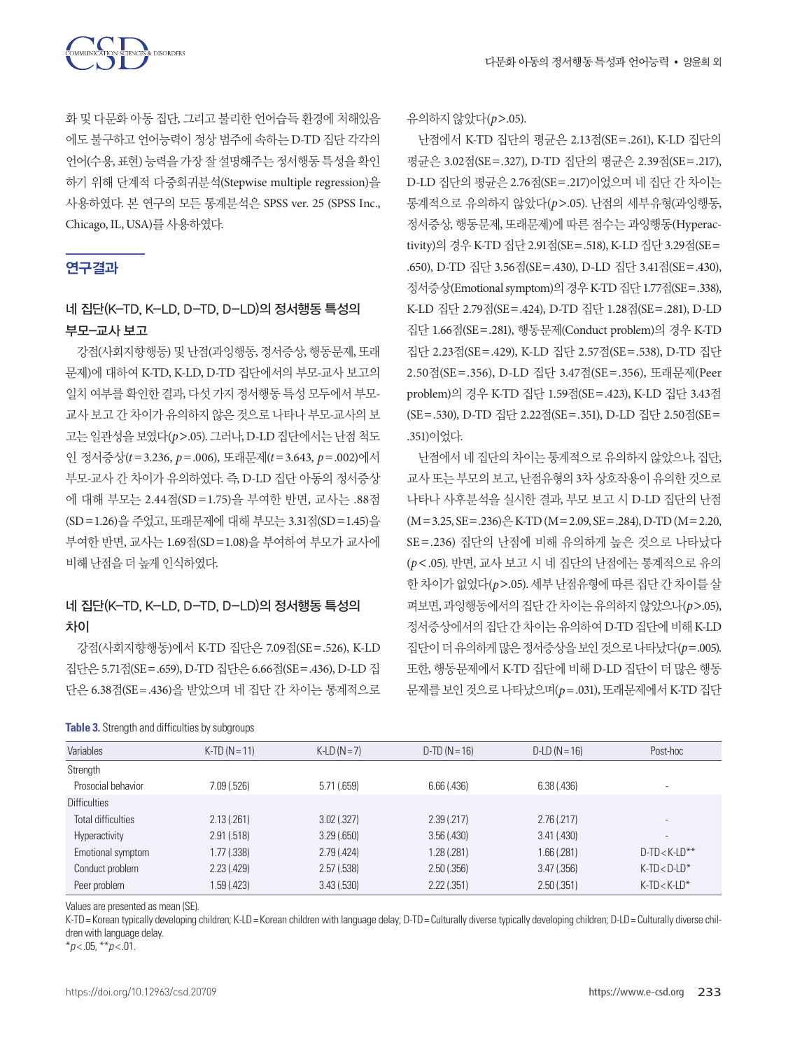화 및 다문화 아동 집단, 그리고 불리한 언어습득 환경에 처해있음에도 불구하고 언어능력이 정상 범주에 속하는 D-TD 집단 각각의 언어(수용, 표현) 능력을 가장 잘 설명해주는 정서행동 특성을 확인하기 위해 단계적 다중회귀분석(Stepwise multiple regression)을 사용하였다. 본 연구의 모든 통계분석은 SPSS ver. 25 (SPSS Inc., Chicago, IL, USA)를 사용하였다.

## 연구결과

### 네 집단(K-TD, K-LD, D-TD, D-LD)의 정서행동 특성의 부모-교사 보고

강점(사회지향행동) 및 난점(과잉행동, 정서증상, 행동문제, 또래문제)에 대하여 K-TD, K-LD, D-TD 집단에서의 부모-교사 보고의 일치 여부를 확인한 결과, 다섯 가지 정서행동 특성 모두에서 부모-교사 보고 간 차이가 유의하지 않은 것으로 나타나 부모-교사의 보고는 일관성을 보였다($p$>.05). 그러나, D-LD 집단에서는 난점 척도인 정서증상($t$=3.236, $p$=.006), 또래문제($t$=3.643, $p$=.002)에서 부모-교사 간 차이가 유의하였다. 즉, D-LD 집단 아동의 정서증상에 대해 부모는 2.44점(SD=1.75)을 부여한 반면, 교사는 .88점(SD=1.26)을 주었고, 또래문제에 대해 부모는 3.31점(SD=1.45)을 부여한 반면, 교사는 1.69점(SD=1.08)을 부여하여 부모가 교사에 비해 난점을 더 높게 인식하였다.

### 네 집단(K-TD, K-LD, D-TD, D-LD)의 정서행동 특성의 차이

강점(사회지향행동)에서 K-TD 집단은 7.09점(SE=.526), K-LD 집단은 5.71점(SE=.659), D-TD 집단은 6.66점(SE=.436), D-LD 집단은 6.38점(SE=.436)을 받았으며 네 집단 간 차이는 통계적으로 유의하지 않았다($p$>.05).

난점에서 K-TD 집단의 평균은 2.13점(SE=.261), K-LD 집단의 평균은 3.02점(SE=.327), D-TD 집단의 평균은 2.39점(SE=.217), D-LD 집단의 평균은 2.76점(SE=.217)이었으며 네 집단 간 차이는 통계적으로 유의하지 않았다($p$>.05). 난점의 세부유형(과잉행동, 정서증상, 행동문제, 또래문제)에 따른 점수는 과잉행동(Hyperactivity)의 경우 K-TD 집단 2.91점(SE=.518), K-LD 집단 3.29점(SE=.650), D-TD 집단 3.56점(SE=.430), D-LD 집단 3.41점(SE=.430), 정서증상(Emotional symptom)의 경우 K-TD 집단 1.77점(SE=.338), K-LD 집단 2.79점(SE=.424), D-TD 집단 1.28점(SE=.281), D-LD 집단 1.66점(SE=.281), 행동문제(Conduct problem)의 경우 K-TD 집단 2.23점(SE=.429), K-LD 집단 2.57점(SE=.538), D-TD 집단 2.50점(SE=.356), D-LD 집단 3.47점(SE=.356), 또래문제(Peer problem)의 경우 K-TD 집단 1.59점(SE=.423), K-LD 집단 3.43점(SE=.530), D-TD 집단 2.22점(SE=.351), D-LD 집단 2.50점(SE=.351)이었다.

난점에서 네 집단의 차이는 통계적으로 유의하지 않았으나, 집단, 교사 또는 부모의 보고, 난점유형의 3차 상호작용이 유의한 것으로 나타나 사후분석을 실시한 결과, 부모 보고 시 D-LD 집단의 난점(M=3.25, SE=.236)은 K-TD (M=2.09, SE=.284), D-TD (M=2.20, SE=.236) 집단의 난점에 비해 유의하게 높은 것으로 나타났다($p$<.05). 반면, 교사 보고 시 네 집단의 난점에는 통계적으로 유의한 차이가 없었다($p$>.05). 세부 난점유형에 따른 집단 간 차이를 살펴보면, 과잉행동에서의 집단 간 차이는 유의하지 않았으나($p$>.05), 정서증상에서의 집단 간 차이는 유의하여 D-TD 집단에 비해 K-LD 집단이 더 유의하게 많은 정서증상을 보인 것으로 나타났다($p$=.005). 또한, 행동문제에서 K-TD 집단에 비해 D-LD 집단이 더 많은 행동문제를 보인 것으로 나타났으며($p$=.031), 또래문제에서 K-TD 집단

**Table 3.** Strength and difficulties by subgroups

| Variables | K-TD (N=11) | K-LD (N=7) | D-TD (N=16) | D-LD (N=16) | Post-hoc |
|---|---|---|---|---|---|
| Strength | | | | | |
| Prosocial behavior | 7.09 (.526) | 5.71 (.659) | 6.66 (.436) | 6.38 (.436) | - |
| Difficulties | | | | | |
| Total difficulties | 2.13 (.261) | 3.02 (.327) | 2.39 (.217) | 2.76 (.217) | - |
| Hyperactivity | 2.91 (.518) | 3.29 (.650) | 3.56 (.430) | 3.41 (.430) | - |
| Emotional symptom | 1.77 (.338) | 2.79 (.424) | 1.28 (.281) | 1.66 (.281) | D-TD<K-LD** |
| Conduct problem | 2.23 (.429) | 2.57 (.538) | 2.50 (.356) | 3.47 (.356) | K-TD<D-LD* |
| Peer problem | 1.59 (.423) | 3.43 (.530) | 2.22 (.351) | 2.50 (.351) | K-TD<K-LD* |

Values are presented as mean (SE).

K-TD=Korean typically developing children; K-LD=Korean children with language delay; D-TD=Culturally diverse typically developing children; D-LD=Culturally diverse children with language delay.

*$p$<.05, **$p$<.01.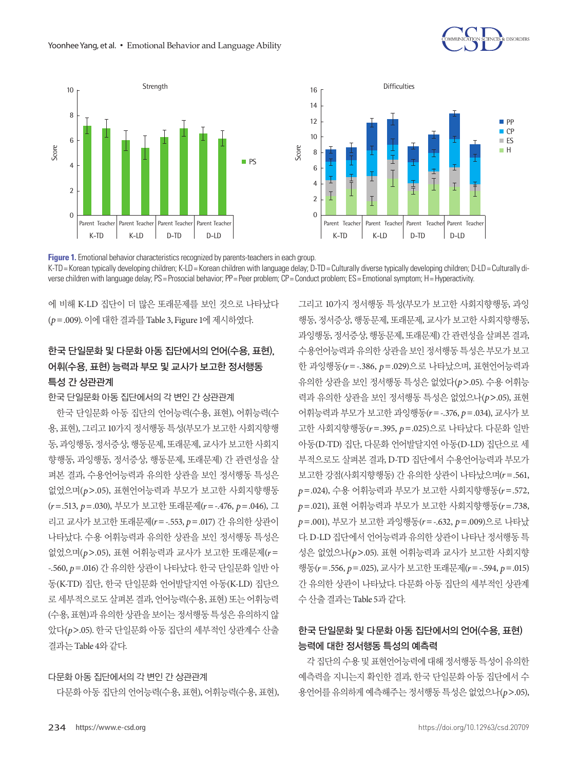Figure 1. Emotional behavior characteristics recognized by parents-teachers in each group.
K-TD= Korean typically developing children; K-LD= Korean children with language delay; D-TD= Culturally diverse typically developing children; D-LD= Culturally diverse children with language delay; PS= Prosocial behavior; PP= Peer problem; CP= Conduct problem; ES= Emotional symptom; H= Hyperactivity.

에 비해 K-LD 집단이 더 많은 또래문제를 보인 것으로 나타났다 ($p$= .009). 이에 대한 결과를 Table 3, Figure 1에 제시하였다.

## 한국 단일문화 및 다문화 아동 집단에서의 언어(수용, 표현), 어휘(수용, 표현) 능력과 부모 및 교사가 보고한 정서행동 특성 간 상관관계

### 한국 단일문화 아동 집단에서의 각 변인 간 상관관계

한국 단일문화 아동 집단의 언어능력(수용, 표현), 어휘능력(수용, 표현), 그리고 10가지 정서행동 특성(부모가 보고한 사회지향행동, 과잉행동, 정서증상, 행동문제, 또래문제, 교사가 보고한 사회지향행동, 과잉행동, 정서증상, 행동문제, 또래문제) 간 관련성을 살펴본 결과, 수용언어능력과 유의한 상관을 보인 정서행동 특성은 없었으며($p$> .05), 표현언어능력과 부모가 보고한 사회지향행동($r$= .513, $p$= .030), 부모가 보고한 또래문제($r$= -.476, $p$= .046), 그리고 교사가 보고한 또래문제($r$= -.553, $p$= .017) 간 유의한 상관이 나타났다. 수용 어휘능력과 유의한 상관을 보인 정서행동 특성은 없었으며($p$> .05), 표현 어휘능력과 교사가 보고한 또래문제($r$= -.560, $p$= .016) 간 유의한 상관이 나타났다. 한국 단일문화 일반 아동(K-TD) 집단, 한국 단일문화 언어발달지연 아동(K-LD) 집단으로 세부적으로도 살펴본 결과, 언어능력(수용, 표현) 또는 어휘능력(수용, 표현)과 유의한 상관을 보이는 정서행동 특성은 유의하지 않았다($p$> .05). 한국 단일문화 아동 집단의 세부적인 상관계수 산출 결과는 Table 4와 같다.

### 다문화 아동 집단에서의 각 변인 간 상관관계

다문화 아동 집단의 언어능력(수용, 표현), 어휘능력(수용, 표현), 그리고 10가지 정서행동 특성(부모가 보고한 사회지향행동, 과잉행동, 정서증상, 행동문제, 또래문제, 교사가 보고한 사회지향행동, 과잉행동, 정서증상, 행동문제, 또래문제) 간 관련성을 살펴본 결과, 수용언어능력과 유의한 상관을 보인 정서행동 특성은 부모가 보고한 과잉행동($r$= -.386, $p$= .029)으로 나타났으며, 표현언어능력과 유의한 상관을 보인 정서행동 특성은 없었다($p$> .05). 수용 어휘능력과 유의한 상관을 보인 정서행동 특성은 없었으나($p$> .05), 표현 어휘능력과 부모가 보고한 과잉행동($r$= -.376, $p$= .034), 교사가 보고한 사회지향행동($r$= .395, $p$= .025)으로 나타났다. 다문화 일반 아동(D-TD) 집단, 다문화 언어발달지연 아동(D-LD) 집단으로 세부적으로도 살펴본 결과, D-TD 집단에서 수용언어능력과 부모가 보고한 강점(사회지향행동) 간 유의한 상관이 나타났으며($r$= .561, $p$= .024), 수용 어휘능력과 부모가 보고한 사회지향행동($r$= .572, $p$= .021), 표현 어휘능력과 부모가 보고한 사회지향행동($r$= .738, $p$= .001), 부모가 보고한 과잉행동($r$= -.632, $p$= .009)으로 나타났다. D-LD 집단에서 언어능력과 유의한 상관이 나타난 정서행동 특성은 없었으나($p$> .05). 표현 어휘능력과 교사가 보고한 사회지향행동($r$= .556, $p$= .025), 교사가 보고한 또래문제($r$= -.594, $p$= .015) 간 유의한 상관이 나타났다. 다문화 아동 집단의 세부적인 상관계수 산출 결과는 Table 5과 같다.

## 한국 단일문화 및 다문화 아동 집단에서의 언어(수용, 표현) 능력에 대한 정서행동 특성의 예측력

각 집단의 수용 및 표현언어능력에 대해 정서행동 특성이 유의한 예측력을 지니는지 확인한 결과, 한국 단일문화 아동 집단에서 수용언어를 유의하게 예측해주는 정서행동 특성은 없었으나($p$> .05),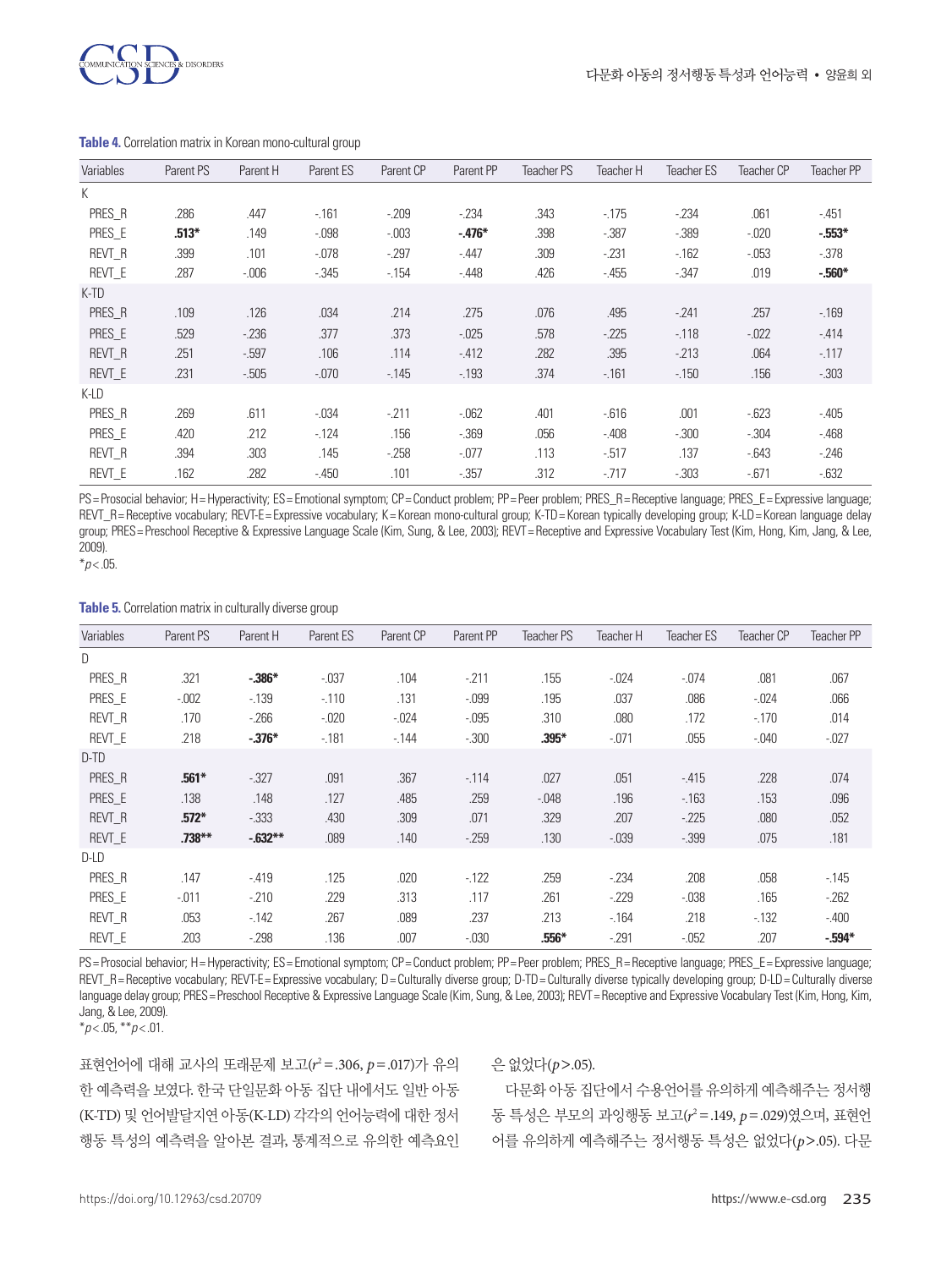**Table 4.** Correlation matrix in Korean mono-cultural group

| Variables | Parent PS | Parent H | Parent ES | Parent CP | Parent PP | Teacher PS | Teacher H | Teacher ES | Teacher CP | Teacher PP |
|---|---|---|---|---|---|---|---|---|---|---|
| K | | | | | | | | | | |
| PRES_R | .286 | .447 | -.161 | -.209 | -.234 | .343 | -.175 | -.234 | .061 | -.451 |
| PRES_E | **.513*** | .149 | -.098 | -.003 | **-.476*** | .398 | -.387 | -.389 | -.020 | **-.553*** |
| REVT_R | .399 | .101 | -.078 | -.297 | -.447 | .309 | -.231 | -.162 | -.053 | -.378 |
| REVT_E | .287 | -.006 | -.345 | -.154 | -.448 | .426 | -.455 | -.347 | .019 | **-.560*** |
| K-TD | | | | | | | | | | |
| PRES_R | .109 | .126 | .034 | .214 | .275 | .076 | .495 | -.241 | .257 | -.169 |
| PRES_E | .529 | -.236 | .377 | .373 | -.025 | .578 | -.225 | -.118 | -.022 | -.414 |
| REVT_R | .251 | -.597 | .106 | .114 | -.412 | .282 | .395 | -.213 | .064 | -.117 |
| REVT_E | .231 | -.505 | -.070 | -.145 | -.193 | .374 | -.161 | -.150 | .156 | -.303 |
| K-LD | | | | | | | | | | |
| PRES_R | .269 | .611 | -.034 | -.211 | -.062 | .401 | -.616 | .001 | -.623 | -.405 |
| PRES_E | .420 | .212 | -.124 | .156 | -.369 | .056 | -.408 | -.300 | -.304 | -.468 |
| REVT_R | .394 | .303 | .145 | -.258 | -.077 | .113 | -.517 | .137 | -.643 | -.246 |
| REVT_E | .162 | .282 | -.450 | .101 | -.357 | .312 | -.717 | -.303 | -.671 | -.632 |

PS = Prosocial behavior; H = Hyperactivity; ES = Emotional symptom; CP = Conduct problem; PP = Peer problem; PRES_R = Receptive language; PRES_E = Expressive language; REVT_R = Receptive vocabulary; REVT-E = Expressive vocabulary; K = Korean mono-cultural group; K-TD = Korean typically developing group; K-LD = Korean language delay group; PRES = Preschool Receptive & Expressive Language Scale (Kim, Sung, & Lee, 2003); REVT = Receptive and Expressive Vocabulary Test (Kim, Hong, Kim, Jang, & Lee, 2009).
*$p$ < .05.

**Table 5.** Correlation matrix in culturally diverse group

| Variables | Parent PS | Parent H | Parent ES | Parent CP | Parent PP | Teacher PS | Teacher H | Teacher ES | Teacher CP | Teacher PP |
|---|---|---|---|---|---|---|---|---|---|---|
| D | | | | | | | | | | |
| PRES_R | .321 | **-.386*** | -.037 | .104 | -.211 | .155 | -.024 | -.074 | .081 | .067 |
| PRES_E | -.002 | -.139 | -.110 | .131 | -.099 | .195 | .037 | .086 | -.024 | .066 |
| REVT_R | .170 | -.266 | -.020 | -.024 | -.095 | .310 | .080 | .172 | -.170 | .014 |
| REVT_E | .218 | **-.376*** | -.181 | -.144 | -.300 | **.395*** | -.071 | .055 | -.040 | -.027 |
| D-TD | | | | | | | | | | |
| PRES_R | **.561*** | -.327 | .091 | .367 | -.114 | .027 | .051 | -.415 | .228 | .074 |
| PRES_E | .138 | .148 | .127 | .485 | .259 | -.048 | .196 | -.163 | .153 | .096 |
| REVT_R | **.572*** | -.333 | .430 | .309 | .071 | .329 | .207 | -.225 | .080 | .052 |
| REVT_E | **.738**** | **-.632**** | .089 | .140 | -.259 | .130 | -.039 | -.399 | .075 | .181 |
| D-LD | | | | | | | | | | |
| PRES_R | .147 | -.419 | .125 | .020 | -.122 | .259 | -.234 | .208 | .058 | -.145 |
| PRES_E | -.011 | -.210 | .229 | .313 | .117 | .261 | -.229 | -.038 | .165 | -.262 |
| REVT_R | .053 | -.142 | .267 | .089 | .237 | .213 | -.164 | .218 | -.132 | -.400 |
| REVT_E | .203 | -.298 | .136 | .007 | -.030 | **.556*** | -.291 | -.052 | .207 | **-.594*** |

PS = Prosocial behavior; H = Hyperactivity; ES = Emotional symptom; CP = Conduct problem; PP = Peer problem; PRES_R = Receptive language; PRES_E = Expressive language; REVT_R = Receptive vocabulary; REVT-E = Expressive vocabulary; D = Culturally diverse group; D-TD = Culturally diverse typically developing group; D-LD = Culturally diverse language delay group; PRES = Preschool Receptive & Expressive Language Scale (Kim, Sung, & Lee, 2003); REVT = Receptive and Expressive Vocabulary Test (Kim, Hong, Kim, Jang, & Lee, 2009).
*$p$ < .05, **$p$ < .01.

표현언어에 대해 교사의 또래문제 보고($r^2$ = .306, $p$ = .017)가 유의한 예측력을 보였다. 한국 단일문화 아동 집단 내에서도 일반 아동(K-TD) 및 언어발달지연 아동(K-LD) 각각의 언어능력에 대한 정서행동 특성의 예측력을 알아본 결과, 통계적으로 유의한 예측요인은 없었다($p$ > .05).

다문화 아동 집단에서 수용언어를 유의하게 예측해주는 정서행동 특성은 부모의 과잉행동 보고($r^2$ = .149, $p$ = .029)였으며, 표현언어를 유의하게 예측해주는 정서행동 특성은 없었다($p$ > .05). 다문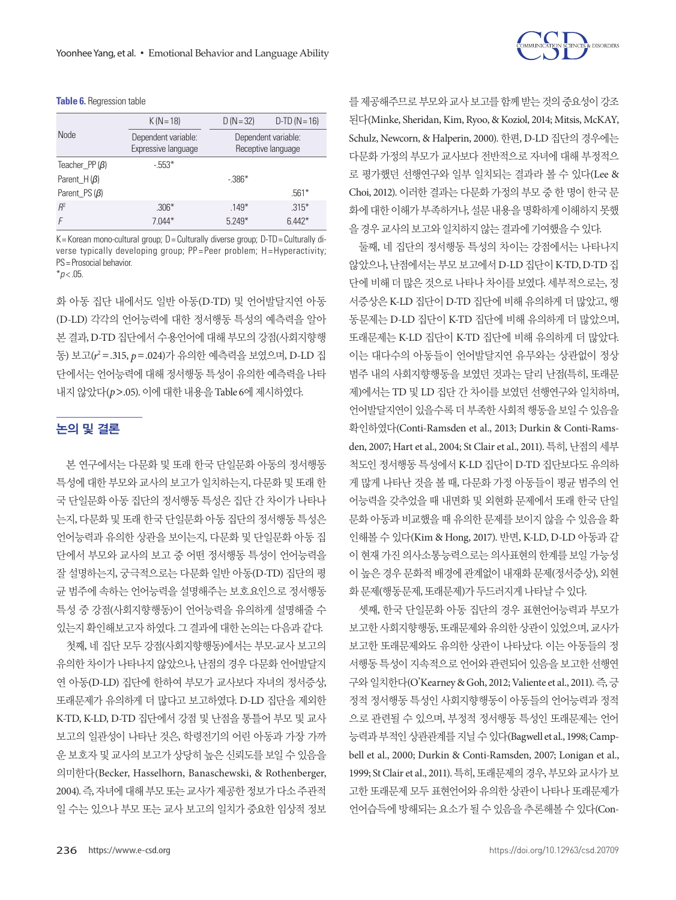**Table 6.** Regression table

| Node | K (N=18) | D (N=32) | D-TD (N=16) |
|---|---|---|---|
| | Dependent variable: Expressive language | Dependent variable: Receptive language | |
| Teacher_PP ($\beta$) | -.553* | | |
| Parent_H ($\beta$) | | -.386* | |
| Parent_PS ($\beta$) | | | .561* |
| $R^2$ | .306* | .149* | .315* |
| $F$ | 7.044* | 5.249* | 6.442* |

K=Korean mono-cultural group; D=Culturally diverse group; D-TD=Culturally diverse typically developing group; PP=Peer problem; H=Hyperactivity; PS=Prosocial behavior.
*$p$<.05.

화 아동 집단 내에서도 일반 아동(D-TD) 및 언어발달지연 아동(D-LD) 각각의 언어능력에 대한 정서행동 특성의 예측력을 알아본 결과, D-TD 집단에서 수용언어에 대해 부모의 강점(사회지향행동) 보고($r^2$=.315, $p$=.024)가 유의한 예측력을 보였으며, D-LD 집단에서는 언어능력에 대해 정서행동 특성이 유의한 예측력을 나타내지 않았다($p$>.05). 이에 대한 내용을 Table 6에 제시하였다.

## 논의 및 결론

본 연구에서는 다문화 및 또래 한국 단일문화 아동의 정서행동 특성에 대한 부모와 교사의 보고가 일치하는지, 다문화 및 또래 한국 단일문화 아동 집단의 정서행동 특성은 집단 간 차이가 나타나는지, 다문화 및 또래 한국 단일문화 아동 집단의 정서행동 특성은 언어능력과 유의한 상관을 보이는지, 다문화 및 단일문화 아동 집단에서 부모와 교사의 보고 중 어떤 정서행동 특성이 언어능력을 잘 설명하는지, 궁극적으로는 다문화 일반 아동(D-TD) 집단의 평균 범주에 속하는 언어능력을 설명해주는 보호요인으로 정서행동 특성 중 강점(사회지향행동)이 언어능력을 유의하게 설명해줄 수 있는지 확인해보고자 하였다. 그 결과에 대한 논의는 다음과 같다.

첫째, 네 집단 모두 강점(사회지향행동)에서는 부모-교사 보고의 유의한 차이가 나타나지 않았으나, 난점의 경우 다문화 언어발달지연 아동(D-LD) 집단에 한하여 부모가 교사보다 자녀의 정서증상, 또래문제가 유의하게 더 많다고 보고하였다. D-LD 집단을 제외한 K-TD, K-LD, D-TD 집단에서 강점 및 난점을 통틀어 부모 및 교사 보고의 일관성이 나타난 것은, 학령전기의 어린 아동과 가장 가까운 보호자 및 교사의 보고가 상당히 높은 신뢰도를 보일 수 있음을 의미한다(Becker, Hasselhorn, Banaschewski, & Rothenberger, 2004). 즉, 자녀에 대해 부모 또는 교사가 제공한 정보가 다소 주관적일 수는 있으나 부모 또는 교사 보고의 일치가 중요한 임상적 정보를 제공해주므로 부모와 교사 보고를 함께 받는 것의 중요성이 강조된다(Minke, Sheridan, Kim, Ryoo, & Koziol, 2014; Mitsis, McKAY, Schulz, Newcorn, & Halperin, 2000). 한편, D-LD 집단의 경우에는 다문화 가정의 부모가 교사보다 전반적으로 자녀에 대해 부정적으로 평가했던 선행연구와 일부 일치되는 결과라 볼 수 있다(Lee & Choi, 2012). 이러한 결과는 다문화 가정의 부모 중 한 명이 한국 문화에 대한 이해가 부족하거나, 설문 내용을 명확하게 이해하지 못했을 경우 교사의 보고와 일치하지 않는 결과에 기여했을 수 있다.

둘째, 네 집단의 정서행동 특성의 차이는 강점에서는 나타나지 않았으나, 난점에서는 부모 보고에서 D-LD 집단이 K-TD, D-TD 집단에 비해 더 많은 것으로 나타나 차이를 보였다. 세부적으로는, 정서증상은 K-LD 집단이 D-TD 집단에 비해 유의하게 더 많았고, 행동문제는 D-LD 집단이 K-TD 집단에 비해 유의하게 더 많았으며, 또래문제는 K-LD 집단이 K-TD 집단에 비해 유의하게 더 많았다. 이는 대다수의 아동들이 언어발달지연 유무와는 상관없이 정상 범주 내의 사회지향행동을 보였던 것과는 달리 난점(특히, 또래문제)에서는 TD 및 LD 집단 간 차이를 보였던 선행연구와 일치하며, 언어발달지연이 있을수록 더 부족한 사회적 행동을 보일 수 있음을 확인하였다(Conti-Ramsden et al., 2013; Durkin & Conti-Ramsden, 2007; Hart et al., 2004; St Clair et al., 2011). 특히, 난점의 세부 척도인 정서행동 특성에서 K-LD 집단이 D-TD 집단보다도 유의하게 많게 나타난 것을 볼 때, 다문화 가정 아동들이 평균 범주의 언어능력을 갖추었을 때 내면화 및 외현화 문제에서 또래 한국 단일문화 아동과 비교했을 때 유의한 문제를 보이지 않을 수 있음을 확인해볼 수 있다(Kim & Hong, 2017). 반면, K-LD, D-LD 아동과 같이 현재 가진 의사소통능력으로는 의사표현의 한계를 보일 가능성이 높은 경우 문화적 배경에 관계없이 내재화 문제(정서증상), 외현화 문제(행동문제, 또래문제)가 두드러지게 나타날 수 있다.

셋째, 한국 단일문화 아동 집단의 경우 표현언어능력과 부모가 보고한 사회지향행동, 또래문제와 유의한 상관이 있었으며, 교사가 보고한 또래문제와도 유의한 상관이 나타났다. 이는 아동들의 정서행동 특성이 지속적으로 언어와 관련되어 있음을 보고한 선행연구와 일치한다(O'Kearney & Goh, 2012; Valiente et al., 2011). 즉, 긍정적 정서행동 특성인 사회지향행동이 아동들의 언어능력과 정적으로 관련될 수 있으며, 부정적 정서행동 특성인 또래문제는 언어능력과 부적인 상관관계를 지닐 수 있다(Bagwell et al., 1998; Campbell et al., 2000; Durkin & Conti-Ramsden, 2007; Lonigan et al., 1999; St Clair et al., 2011). 특히, 또래문제의 경우, 부모와 교사가 보고한 또래문제 모두 표현언어와 유의한 상관이 나타나 또래문제가 언어습득에 방해되는 요소가 될 수 있음을 추론해볼 수 있다(Con-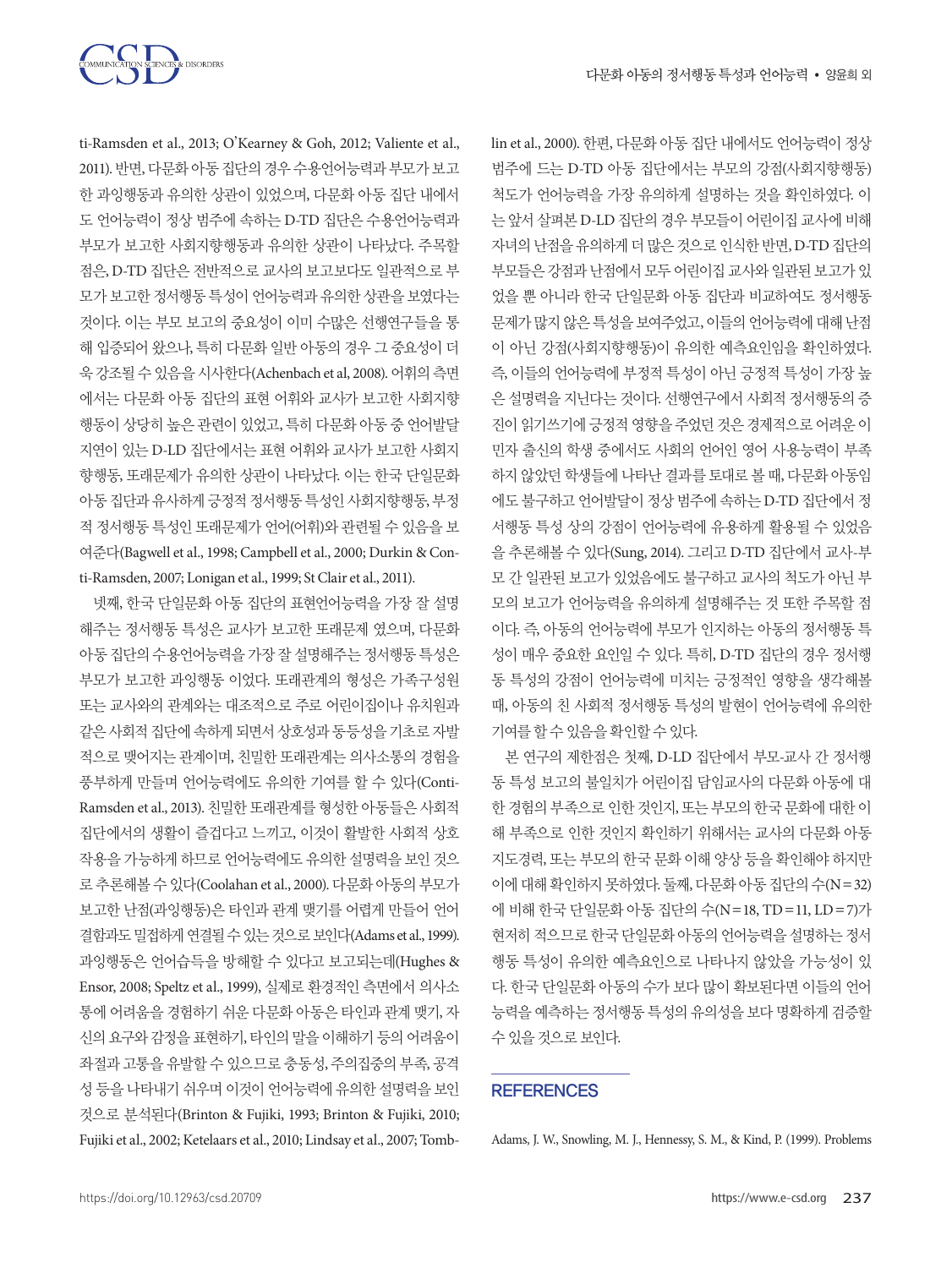ti-Ramsden et al., 2013; O'Kearney & Goh, 2012; Valiente et al., 2011). 반면, 다문화 아동 집단의 경우 수용언어능력과 부모가 보고한 과잉행동과 유의한 상관이 있었으며, 다문화 아동 집단 내에서도 언어능력이 정상 범주에 속하는 D-TD 집단은 수용언어능력과 부모가 보고한 사회지향행동과 유의한 상관이 나타났다. 주목할 점은, D-TD 집단은 전반적으로 교사의 보고보다도 일관적으로 부모가 보고한 정서행동 특성이 언어능력과 유의한 상관을 보였다는 것이다. 이는 부모 보고의 중요성이 이미 수많은 선행연구들을 통해 입증되어 왔으나, 특히 다문화 일반 아동의 경우 그 중요성이 더욱 강조될 수 있음을 시사한다(Achenbach et al, 2008). 어휘의 측면에서는 다문화 아동 집단의 표현 어휘와 교사가 보고한 사회지향행동이 상당히 높은 관련이 있었고, 특히 다문화 아동 중 언어발달 지연이 있는 D-LD 집단에서는 표현 어휘와 교사가 보고한 사회지향행동, 또래문제가 유의한 상관이 나타났다. 이는 한국 단일문화 아동 집단과 유사하게 긍정적 정서행동 특성인 사회지향행동, 부정적 정서행동 특성인 또래문제가 언어(어휘)와 관련될 수 있음을 보여준다(Bagwell et al., 1998; Campbell et al., 2000; Durkin & Conti-Ramsden, 2007; Lonigan et al., 1999; St Clair et al., 2011).

넷째, 한국 단일문화 아동 집단의 표현언어능력을 가장 잘 설명해주는 정서행동 특성은 교사가 보고한 또래문제 였으며, 다문화 아동 집단의 수용언어능력을 가장 잘 설명해주는 정서행동 특성은 부모가 보고한 과잉행동 이었다. 또래관계의 형성은 가족구성원 또는 교사와의 관계와는 대조적으로 주로 어린이집이나 유치원과 같은 사회적 집단에 속하게 되면서 상호성과 동등성을 기초로 자발적으로 맺어지는 관계이며, 친밀한 또래관계는 의사소통의 경험을 풍부하게 만들며 언어능력에도 유의한 기여를 할 수 있다(Conti-Ramsden et al., 2013). 친밀한 또래관계를 형성한 아동들은 사회적 집단에서의 생활이 즐겁다고 느끼고, 이것이 활발한 사회적 상호작용을 가능하게 하므로 언어능력에도 유의한 설명력을 보인 것으로 추론해볼 수 있다(Coolahan et al., 2000). 다문화 아동의 부모가 보고한 난점(과잉행동)은 타인과 관계 맺기를 어렵게 만들어 언어결함과도 밀접하게 연결될 수 있는 것으로 보인다(Adams et al., 1999). 과잉행동은 언어습득을 방해할 수 있다고 보고되는데(Hughes & Ensor, 2008; Speltz et al., 1999), 실제로 환경적인 측면에서 의사소통에 어려움을 경험하기 쉬운 다문화 아동은 타인과 관계 맺기, 자신의 요구와 감정을 표현하기, 타인의 말을 이해하기 등의 어려움이 좌절과 고통을 유발할 수 있으므로 충동성, 주의집중의 부족, 공격성 등을 나타내기 쉬우며 이것이 언어능력에 유의한 설명력을 보인 것으로 분석된다(Brinton & Fujiki, 1993; Brinton & Fujiki, 2010; Fujiki et al., 2002; Ketelaars et al., 2010; Lindsay et al., 2007; Tomblin et al., 2000). 한편, 다문화 아동 집단 내에서도 언어능력이 정상 범주에 드는 D-TD 아동 집단에서는 부모의 강점(사회지향행동) 척도가 언어능력을 가장 유의하게 설명하는 것을 확인하였다. 이는 앞서 살펴본 D-LD 집단의 경우 부모들이 어린이집 교사에 비해 자녀의 난점을 유의하게 더 많은 것으로 인식한 반면, D-TD 집단의 부모들은 강점과 난점에서 모두 어린이집 교사와 일관된 보고가 있었을 뿐 아니라 한국 단일문화 아동 집단과 비교하여도 정서행동 문제가 많지 않은 특성을 보여주었고, 이들의 언어능력에 대해 난점이 아닌 강점(사회지향행동)이 유의한 예측요인임을 확인하였다. 즉, 이들의 언어능력에 부정적 특성이 아닌 긍정적 특성이 가장 높은 설명력을 지닌다는 것이다. 선행연구에서 사회적 정서행동의 증진이 읽기쓰기에 긍정적 영향을 주었던 것은 경제적으로 어려운 이민자 출신의 학생 중에서도 사회의 언어인 영어 사용능력이 부족하지 않았던 학생들에 나타난 결과를 토대로 볼 때, 다문화 아동임에도 불구하고 언어발달이 정상 범주에 속하는 D-TD 집단에서 정서행동 특성 상의 강점이 언어능력에 유용하게 활용될 수 있었음을 추론해볼 수 있다(Sung, 2014). 그리고 D-TD 집단에서 교사-부모 간 일관된 보고가 있었음에도 불구하고 교사의 척도가 아닌 부모의 보고가 언어능력을 유의하게 설명해주는 것 또한 주목할 점이다. 즉, 아동의 언어능력에 부모가 인지하는 아동의 정서행동 특성이 매우 중요한 요인일 수 있다. 특히, D-TD 집단의 경우 정서행동 특성의 강점이 언어능력에 미치는 긍정적인 영향을 생각해볼 때, 아동의 친 사회적 정서행동 특성의 발현이 언어능력에 유의한 기여를 할 수 있음을 확인할 수 있다.

본 연구의 제한점은 첫째, D-LD 집단에서 부모-교사 간 정서행동 특성 보고의 불일치가 어린이집 담임교사의 다문화 아동에 대한 경험의 부족으로 인한 것인지, 또는 부모의 한국 문화에 대한 이해 부족으로 인한 것인지 확인하기 위해서는 교사의 다문화 아동 지도경력, 또는 부모의 한국 문화 이해 양상 등을 확인해야 하지만 이에 대해 확인하지 못하였다. 둘째, 다문화 아동 집단의 수(N=32)에 비해 한국 단일문화 아동 집단의 수(N=18, TD=11, LD=7)가 현저히 적으므로 한국 단일문화 아동의 언어능력을 설명하는 정서행동 특성이 유의한 예측요인으로 나타나지 않았을 가능성이 있다. 한국 단일문화 아동의 수가 보다 많이 확보된다면 이들의 언어능력을 예측하는 정서행동 특성의 유의성을 보다 명확하게 검증할 수 있을 것으로 보인다.

## REFERENCES

Adams, J. W., Snowling, M. J., Hennessy, S. M., & Kind, P. (1999). Problems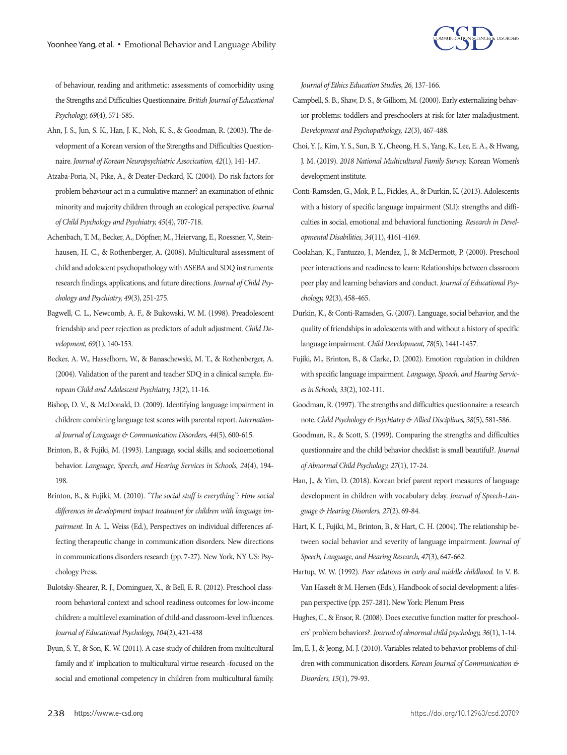of behaviour, reading and arithmetic: assessments of comorbidity using the Strengths and Difficulties Questionnaire. *British Journal of Educational Psychology, 69*(4), 571-585.

Ahn, J. S., Jun, S. K., Han, J. K., Noh, K. S., & Goodman, R. (2003). The development of a Korean version of the Strengths and Difficulties Questionnaire. *Journal of Korean Neuropsychiatric Assocication, 42*(1), 141-147.

Atzaba-Poria, N., Pike, A., & Deater-Deckard, K. (2004). Do risk factors for problem behaviour act in a cumulative manner? an examination of ethnic minority and majority children through an ecological perspective. *Journal of Child Psychology and Psychiatry, 45*(4), 707-718.

Achenbach, T. M., Becker, A., Döpfner, M., Heiervang, E., Roessner, V., Steinhausen, H. C., & Rothenberger, A. (2008). Multicultural assessment of child and adolescent psychopathology with ASEBA and SDQ instruments: research findings, applications, and future directions. *Journal of Child Psychology and Psychiatry, 49*(3), 251-275.

Bagwell, C. L., Newcomb, A. F., & Bukowski, W. M. (1998). Preadolescent friendship and peer rejection as predictors of adult adjustment. *Child Development, 69*(1), 140-153.

Becker, A. W., Hasselhorn, W., & Banaschewski, M. T., & Rothenberger, A. (2004). Validation of the parent and teacher SDQ in a clinical sample. *European Child and Adolescent Psychiatry, 13*(2), 11-16.

Bishop, D. V., & McDonald, D. (2009). Identifying language impairment in children: combining language test scores with parental report. *International Journal of Language & Communication Disorders, 44*(5), 600-615.

Brinton, B., & Fujiki, M. (1993). Language, social skills, and socioemotional behavior. *Language, Speech, and Hearing Services in Schools, 24*(4), 194-198.

Brinton, B., & Fujiki, M. (2010). *"The social stuff is everything": How social differences in development impact treatment for children with language impairment.* In A. L. Weiss (Ed.), Perspectives on individual differences affecting therapeutic change in communication disorders. New directions in communications disorders research (pp. 7-27). New York, NY US: Psychology Press.

Bulotsky-Shearer, R. J., Dominguez, X., & Bell, E. R. (2012). Preschool classroom behavioral context and school readiness outcomes for low-income children: a multilevel examination of child-and classroom-level influences. *Journal of Educational Psychology, 104*(2), 421-438

Byun, S. Y., & Son, K. W. (2011). A case study of children from multicultural family and it' implication to multicultural virtue research -focused on the social and emotional competency in children from multicultural family. *Journal of Ethics Education Studies, 26*, 137-166.

Campbell, S. B., Shaw, D. S., & Gilliom, M. (2000). Early externalizing behavior problems: toddlers and preschoolers at risk for later maladjustment. *Development and Psychopathology, 12*(3), 467-488.

Choi, Y. J., Kim, Y. S., Sun, B. Y., Cheong, H. S., Yang, K., Lee, E. A., & Hwang, J. M. (2019). *2018 National Multicultural Family Survey.* Korean Women's development institute.

Conti-Ramsden, G., Mok, P. L., Pickles, A., & Durkin, K. (2013). Adolescents with a history of specific language impairment (SLI): strengths and difficulties in social, emotional and behavioral functioning. *Research in Developmental Disabilities, 34*(11), 4161-4169.

Coolahan, K., Fantuzzo, J., Mendez, J., & McDermott, P. (2000). Preschool peer interactions and readiness to learn: Relationships between classroom peer play and learning behaviors and conduct. *Journal of Educational Psychology, 92*(3), 458-465.

Durkin, K., & Conti-Ramsden, G. (2007). Language, social behavior, and the quality of friendships in adolescents with and without a history of specific language impairment. *Child Development, 78*(5), 1441-1457.

Fujiki, M., Brinton, B., & Clarke, D. (2002). Emotion regulation in children with specific language impairment. *Language, Speech, and Hearing Services in Schools, 33*(2), 102-111.

Goodman, R. (1997). The strengths and difficulties questionnaire: a research note. *Child Psychology & Psychiatry & Allied Disciplines, 38*(5), 581-586.

Goodman, R., & Scott, S. (1999). Comparing the strengths and difficulties questionnaire and the child behavior checklist: is small beautiful?. *Journal of Abnormal Child Psychology, 27*(1), 17-24.

Han, J., & Yim, D. (2018). Korean brief parent report measures of language development in children with vocabulary delay. *Journal of Speech-Language & Hearing Disorders, 27*(2), 69-84.

Hart, K. I., Fujiki, M., Brinton, B., & Hart, C. H. (2004). The relationship between social behavior and severity of language impairment. *Journal of Speech, Language, and Hearing Research, 47*(3), 647-662.

Hartup, W. W. (1992). *Peer relations in early and middle childhood.* In V. B. Van Hasselt & M. Hersen (Eds.), Handbook of social development: a lifespan perspective (pp. 257-281). New York: Plenum Press

Hughes, C., & Ensor, R. (2008). Does executive function matter for preschoolers' problem behaviors?. *Journal of abnormal child psychology, 36*(1), 1-14.

Im, E. J., & Jeong, M. J. (2010). Variables related to behavior problems of children with communication disorders. *Korean Journal of Communication & Disorders, 15*(1), 79-93.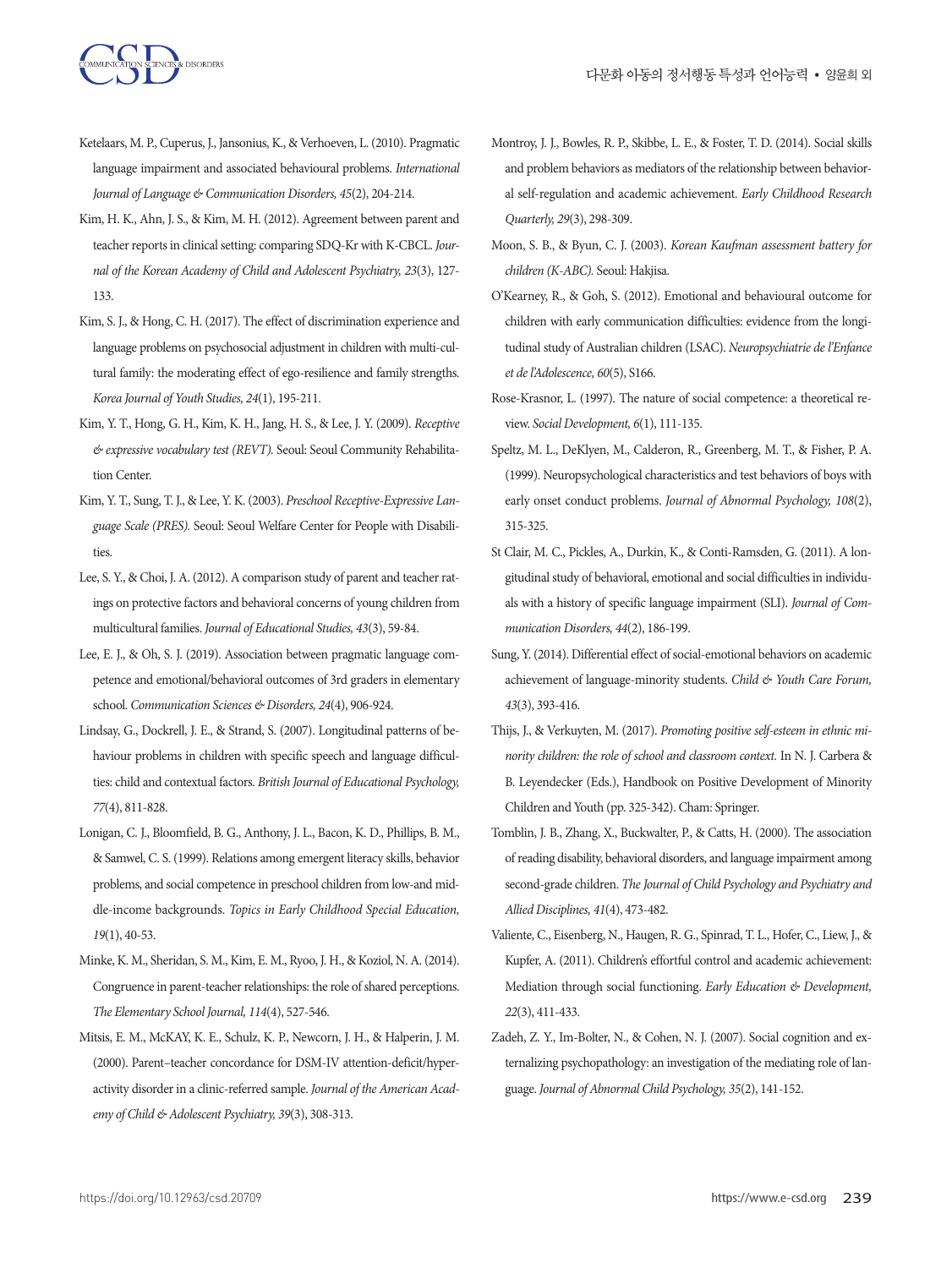Ketelaars, M. P., Cuperus, J., Jansonius, K., & Verhoeven, L. (2010). Pragmatic language impairment and associated behavioural problems. *International Journal of Language & Communication Disorders, 45*(2), 204-214.

Kim, H. K., Ahn, J. S., & Kim, M. H. (2012). Agreement between parent and teacher reports in clinical setting: comparing SDQ-Kr with K-CBCL. *Journal of the Korean Academy of Child and Adolescent Psychiatry, 23*(3), 127-133.

Kim, S. J., & Hong, C. H. (2017). The effect of discrimination experience and language problems on psychosocial adjustment in children with multi-cultural family: the moderating effect of ego-resilience and family strengths. *Korea Journal of Youth Studies, 24*(1), 195-211.

Kim, Y. T., Hong, G. H., Kim, K. H., Jang, H. S., & Lee, J. Y. (2009). *Receptive & expressive vocabulary test (REVT).* Seoul: Seoul Community Rehabilitation Center.

Kim, Y. T., Sung, T. J., & Lee, Y. K. (2003). *Preschool Receptive-Expressive Language Scale (PRES).* Seoul: Seoul Welfare Center for People with Disabilities.

Lee, S. Y., & Choi, J. A. (2012). A comparison study of parent and teacher ratings on protective factors and behavioral concerns of young children from multicultural families. *Journal of Educational Studies, 43*(3), 59-84.

Lee, E. J., & Oh, S. J. (2019). Association between pragmatic language competence and emotional/behavioral outcomes of 3rd graders in elementary school. *Communication Sciences & Disorders, 24*(4), 906-924.

Lindsay, G., Dockrell, J. E., & Strand, S. (2007). Longitudinal patterns of behaviour problems in children with specific speech and language difficulties: child and contextual factors. *British Journal of Educational Psychology, 77*(4), 811-828.

Lonigan, C. J., Bloomfield, B. G., Anthony, J. L., Bacon, K. D., Phillips, B. M., & Samwel, C. S. (1999). Relations among emergent literacy skills, behavior problems, and social competence in preschool children from low-and middle-income backgrounds. *Topics in Early Childhood Special Education, 19*(1), 40-53.

Minke, K. M., Sheridan, S. M., Kim, E. M., Ryoo, J. H., & Koziol, N. A. (2014). Congruence in parent-teacher relationships: the role of shared perceptions. *The Elementary School Journal, 114*(4), 527-546.

Mitsis, E. M., McKAY, K. E., Schulz, K. P., Newcorn, J. H., & Halperin, J. M. (2000). Parent–teacher concordance for DSM-IV attention-deficit/hyperactivity disorder in a clinic-referred sample. *Journal of the American Academy of Child & Adolescent Psychiatry, 39*(3), 308-313.

Montroy, J. J., Bowles, R. P., Skibbe, L. E., & Foster, T. D. (2014). Social skills and problem behaviors as mediators of the relationship between behavioral self-regulation and academic achievement. *Early Childhood Research Quarterly, 29*(3), 298-309.

Moon, S. B., & Byun, C. J. (2003). *Korean Kaufman assessment battery for children (K-ABC).* Seoul: Hakjisa.

O'Kearney, R., & Goh, S. (2012). Emotional and behavioural outcome for children with early communication difficulties: evidence from the longitudinal study of Australian children (LSAC). *Neuropsychiatrie de l'Enfance et de l'Adolescence, 60*(5), S166.

Rose-Krasnor, L. (1997). The nature of social competence: a theoretical review. *Social Development, 6*(1), 111-135.

Speltz, M. L., DeKlyen, M., Calderon, R., Greenberg, M. T., & Fisher, P. A. (1999). Neuropsychological characteristics and test behaviors of boys with early onset conduct problems. *Journal of Abnormal Psychology, 108*(2), 315-325.

St Clair, M. C., Pickles, A., Durkin, K., & Conti-Ramsden, G. (2011). A longitudinal study of behavioral, emotional and social difficulties in individuals with a history of specific language impairment (SLI). *Journal of Communication Disorders, 44*(2), 186-199.

Sung, Y. (2014). Differential effect of social-emotional behaviors on academic achievement of language-minority students. *Child & Youth Care Forum, 43*(3), 393-416.

Thijs, J., & Verkuyten, M. (2017). *Promoting positive self-esteem in ethnic minority children: the role of school and classroom context.* In N. J. Carbera & B. Leyendecker (Eds.), Handbook on Positive Development of Minority Children and Youth (pp. 325-342). Cham: Springer.

Tomblin, J. B., Zhang, X., Buckwalter, P., & Catts, H. (2000). The association of reading disability, behavioral disorders, and language impairment among second-grade children. *The Journal of Child Psychology and Psychiatry and Allied Disciplines, 41*(4), 473-482.

Valiente, C., Eisenberg, N., Haugen, R. G., Spinrad, T. L., Hofer, C., Liew, J., & Kupfer, A. (2011). Children's effortful control and academic achievement: Mediation through social functioning. *Early Education & Development, 22*(3), 411-433.

Zadeh, Z. Y., Im-Bolter, N., & Cohen, N. J. (2007). Social cognition and externalizing psychopathology: an investigation of the mediating role of language. *Journal of Abnormal Child Psychology, 35*(2), 141-152.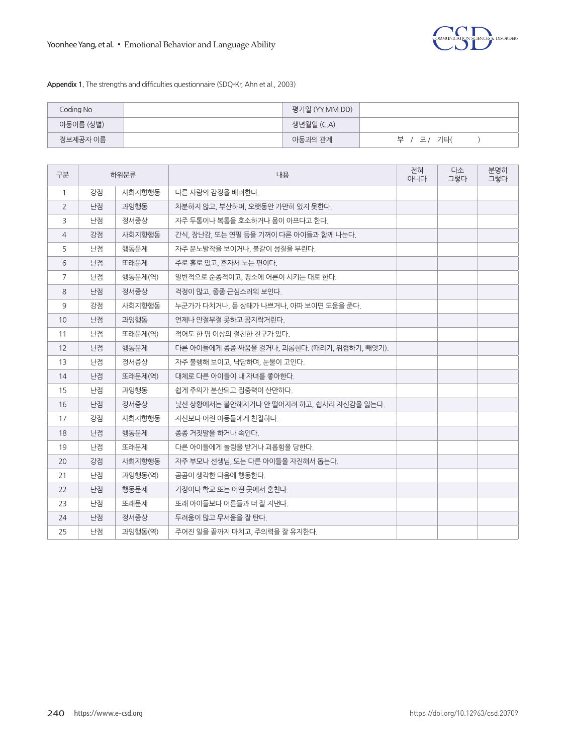**Appendix 1.** The strengths and difficulties questionnaire (SDQ-Kr, Ahn et al., 2003)

| Coding No. | | 평가일 (YY.MM.DD) | |
|---|---|---|---|
| 아동이름 (성별) | | 생년월일 (C.A) | |
| 정보제공자 이름 | | 아동과의 관계 | 부 / 모 / 기타( ) |

| 구분 | 하위분류 | | 내용 | 전혀 아니다 | 다소 그렇다 | 분명히 그렇다 |
|---|---|---|---|---|---|---|
| 1 | 강점 | 사회지향행동 | 다른 사람의 감정을 배려한다. | | | |
| 2 | 난점 | 과잉행동 | 차분하지 않고, 부산하며, 오랫동안 가만히 있지 못한다. | | | |
| 3 | 난점 | 정서증상 | 자주 두통이나 복통을 호소하거나 몸이 아프다고 한다. | | | |
| 4 | 강점 | 사회지향행동 | 간식, 장난감, 또는 연필 등을 기꺼이 다른 아이들과 함께 나눈다. | | | |
| 5 | 난점 | 행동문제 | 자주 분노발작을 보이거나, 불같이 성질을 부린다. | | | |
| 6 | 난점 | 또래문제 | 주로 홀로 있고, 혼자서 노는 편이다. | | | |
| 7 | 난점 | 행동문제(역) | 일반적으로 순종적이고, 평소에 어른이 시키는 대로 한다. | | | |
| 8 | 난점 | 정서증상 | 걱정이 많고, 종종 근심스러워 보인다. | | | |
| 9 | 강점 | 사회지향행동 | 누군가가 다치거나, 몸 상태가 나쁘거나, 아파 보이면 도움을 준다. | | | |
| 10 | 난점 | 과잉행동 | 언제나 안절부절 못하고 꼼지락거린다. | | | |
| 11 | 난점 | 또래문제(역) | 적어도 한 명 이상의 절친한 친구가 있다. | | | |
| 12 | 난점 | 행동문제 | 다른 아이들에게 종종 싸움을 걸거나, 괴롭힌다. (때리기, 위협하기, 빼앗기). | | | |
| 13 | 난점 | 정서증상 | 자주 불행해 보이고, 낙담하며, 눈물이 고인다. | | | |
| 14 | 난점 | 또래문제(역) | 대체로 다른 아이들이 내 자녀를 좋아한다. | | | |
| 15 | 난점 | 과잉행동 | 쉽게 주의가 분산되고 집중력이 산만하다. | | | |
| 16 | 난점 | 정서증상 | 낯선 상황에서는 불안해지거나 안 떨어지려 하고, 쉽사리 자신감을 잃는다. | | | |
| 17 | 강점 | 사회지향행동 | 자신보다 어린 아동들에게 친절하다. | | | |
| 18 | 난점 | 행동문제 | 종종 거짓말을 하거나 속인다. | | | |
| 19 | 난점 | 또래문제 | 다른 아이들에게 놀림을 받거나 괴롭힘을 당한다. | | | |
| 20 | 강점 | 사회지향행동 | 자주 부모나 선생님, 또는 다른 아이들을 자진해서 돕는다. | | | |
| 21 | 난점 | 과잉행동(역) | 곰곰이 생각한 다음에 행동한다. | | | |
| 22 | 난점 | 행동문제 | 가정이나 학교 또는 어떤 곳에서 훔친다. | | | |
| 23 | 난점 | 또래문제 | 또래 아이들보다 어른들과 더 잘 지낸다. | | | |
| 24 | 난점 | 정서증상 | 두려움이 많고 무서움을 잘 탄다. | | | |
| 25 | 난점 | 과잉행동(역) | 주어진 일을 끝까지 마치고, 주의력을 잘 유지한다. | | | |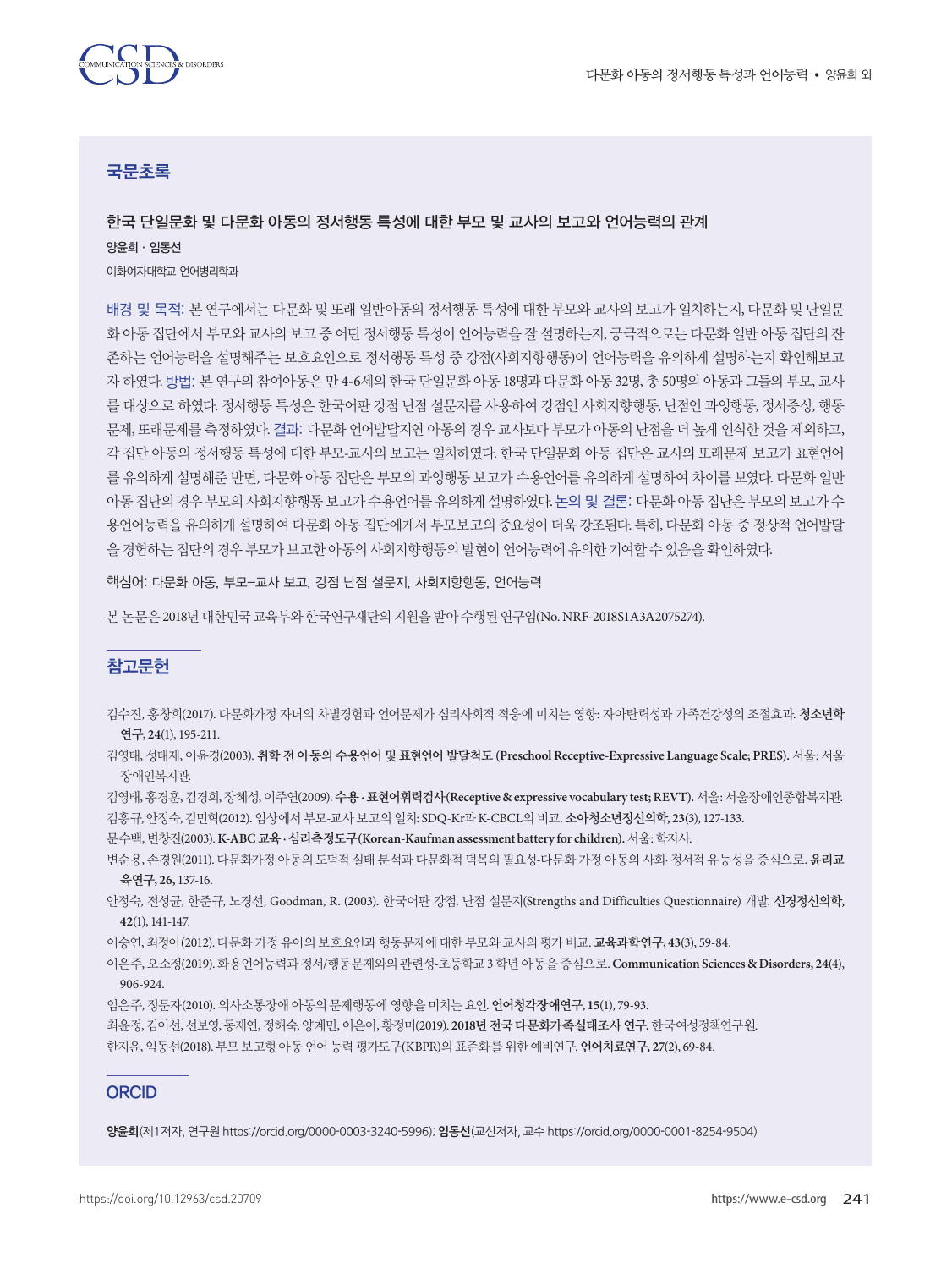## 국문초록

### 한국 단일문화 및 다문화 아동의 정서행동 특성에 대한 부모 및 교사의 보고와 언어능력의 관계

**양윤희 · 임동선**

이화여자대학교 언어병리학과

배경 및 목적: 본 연구에서는 다문화 및 또래 일반아동의 정서행동 특성에 대한 부모와 교사의 보고가 일치하는지, 다문화 및 단일문화 아동 집단에서 부모와 교사의 보고 중 어떤 정서행동 특성이 언어능력을 잘 설명하는지, 궁극적으로는 다문화 일반 아동 집단의 잔존하는 언어능력을 설명해주는 보호요인으로 정서행동 특성 중 강점(사회지향행동)이 언어능력을 유의하게 설명하는지 확인해보고자 하였다. 방법: 본 연구의 참여아동은 만 4-6세의 한국 단일문화 아동 18명과 다문화 아동 32명, 총 50명의 아동과 그들의 부모, 교사를 대상으로 하였다. 정서행동 특성은 한국어판 강점 난점 설문지를 사용하여 강점인 사회지향행동, 난점인 과잉행동, 정서증상, 행동문제, 또래문제를 측정하였다. 결과: 다문화 언어발달지연 아동의 경우 교사보다 부모가 아동의 난점을 더 높게 인식한 것을 제외하고, 각 집단 아동의 정서행동 특성에 대한 부모-교사의 보고는 일치하였다. 한국 단일문화 아동 집단은 교사의 또래문제 보고가 표현언어를 유의하게 설명해준 반면, 다문화 아동 집단은 부모의 과잉행동 보고가 수용언어를 유의하게 설명하여 차이를 보였다. 다문화 일반 아동 집단의 경우 부모의 사회지향행동 보고가 수용언어를 유의하게 설명하였다. 논의 및 결론: 다문화 아동 집단은 부모의 보고가 수용언어능력을 유의하게 설명하여 다문화 아동 집단에게서 부모보고의 중요성이 더욱 강조된다. 특히, 다문화 아동 중 정상적 언어발달을 경험하는 집단의 경우 부모가 보고한 아동의 사회지향행동의 발현이 언어능력에 유의한 기여할 수 있음을 확인하였다.

핵심어: 다문화 아동, 부모–교사 보고, 강점 난점 설문지, 사회지향행동, 언어능력

본 논문은 2018년 대한민국 교육부와 한국연구재단의 지원을 받아 수행된 연구임(No. NRF-2018S1A3A2075274).

## 참고문헌

김수진, 홍창희(2017). 다문화가정 자녀의 차별경험과 언어문제가 심리사회적 적응에 미치는 영향: 자아탄력성과 가족건강성의 조절효과. **청소년학연구, 24**(1), 195-211.

김영태, 성태제, 이윤경(2003). **취학 전 아동의 수용언어 및 표현언어 발달척도 (Preschool Receptive-Expressive Language Scale; PRES).** 서울: 서울장애인복지관.

김영태, 홍경훈, 김경희, 장혜성, 이주연(2009). **수용 · 표현어휘력검사(Receptive & expressive vocabulary test; REVT).** 서울: 서울장애인종합복지관.

김흥규, 안정숙, 김민혁(2012). 임상에서 부모-교사 보고의 일치: SDQ-Kr과 K-CBCL의 비교. **소아청소년정신의학, 23**(3), 127-133.

문수백, 변창진(2003). **K-ABC 교육 · 심리측정도구(Korean-Kaufman assessment battery for children).** 서울: 학지사.

변순용, 손경원(2011). 다문화가정 아동의 도덕적 실태 분석과 다문화적 덕목의 필요성-다문화 가정 아동의 사회· 정서적 유능성을 중심으로. **윤리교육연구, 26,** 137-16.

안정숙, 전성균, 한준규, 노경선, Goodman, R. (2003). 한국어판 강점. 난점 설문지(Strengths and Difficulties Questionnaire) 개발. **신경정신의학, 42**(1), 141-147.

이승연, 최정아(2012). 다문화 가정 유아의 보호요인과 행동문제에 대한 부모와 교사의 평가 비교. **교육과학연구, 43**(3), 59-84.

이은주, 오소정(2019). 화용언어능력과 정서/행동문제와의 관련성-초등학교 3 학년 아동을 중심으로. **Communication Sciences & Disorders, 24**(4), 906-924.

임은주, 정문자(2010). 의사소통장애 아동의 문제행동에 영향을 미치는 요인. **언어청각장애연구, 15**(1), 79-93.

최윤정, 김이선, 선보영, 동제연, 정해숙, 양계민, 이은아, 황정미(2019). **2018년 전국 다문화가족실태조사 연구.** 한국여성정책연구원.

한지윤, 임동선(2018). 부모 보고형 아동 언어 능력 평가도구(KBPR)의 표준화를 위한 예비연구. **언어치료연구, 27**(2), 69-84.

## ORCID

**양윤희**(제1저자, 연구원 https://orcid.org/0000-0003-3240-5996); **임동선**(교신저자, 교수 https://orcid.org/0000-0001-8254-9504)